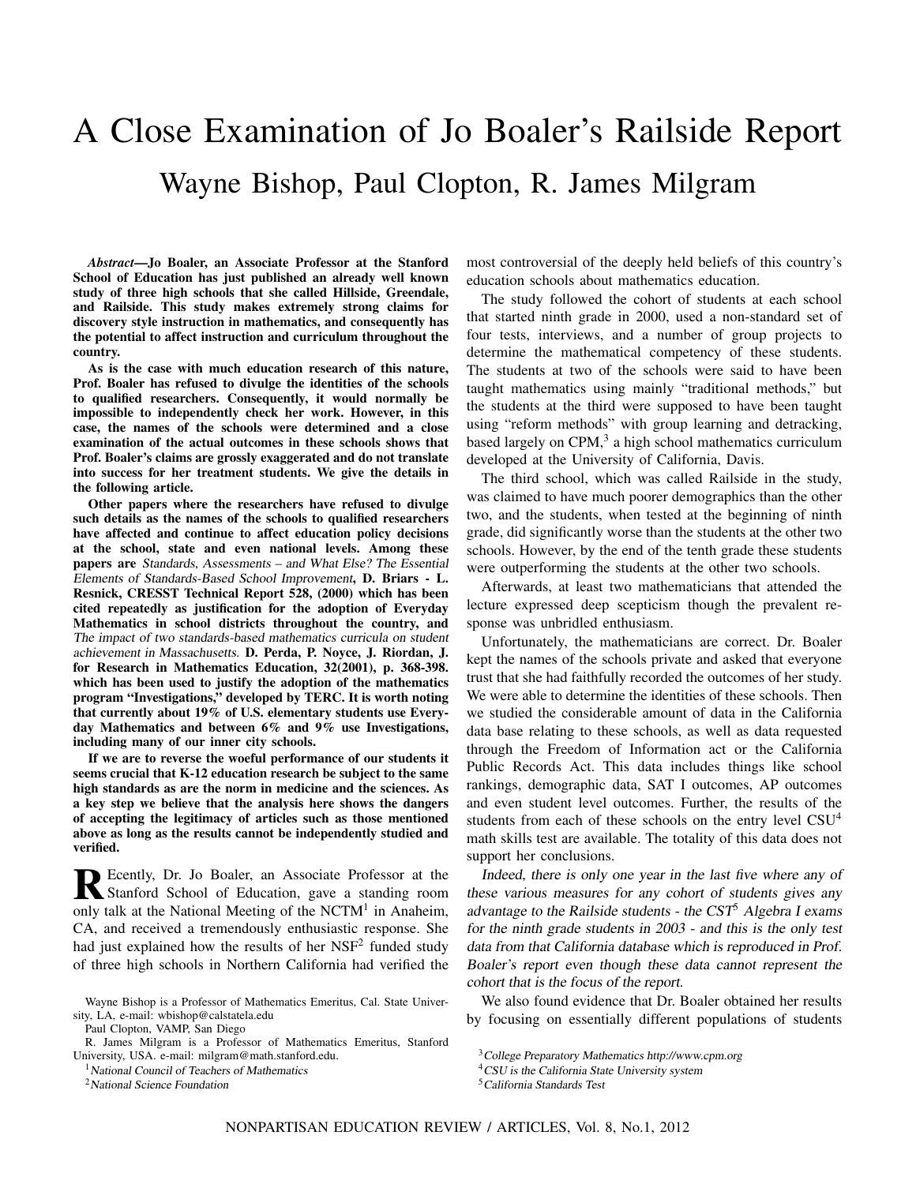# A Close Examination of Jo Boaler's Railside Report

Wayne Bishop, Paul Clopton, R. James Milgram

***Abstract*—Jo Boaler, an Associate Professor at the Stanford School of Education has just published an already well known study of three high schools that she called Hillside, Greendale, and Railside. This study makes extremely strong claims for discovery style instruction in mathematics, and consequently has the potential to affect instruction and curriculum throughout the country.**

**As is the case with much education research of this nature, Prof. Boaler has refused to divulge the identities of the schools to qualified researchers. Consequently, it would normally be impossible to independently check her work. However, in this case, the names of the schools were determined and a close examination of the actual outcomes in these schools shows that Prof. Boaler's claims are grossly exaggerated and do not translate into success for her treatment students. We give the details in the following article.**

**Other papers where the researchers have refused to divulge such details as the names of the schools to qualified researchers have affected and continue to affect education policy decisions at the school, state and even national levels. Among these papers are** *Standards, Assessments – and What Else? The Essential Elements of Standards-Based School Improvement***, D. Briars - L. Resnick, CRESST Technical Report 528, (2000) which has been cited repeatedly as justification for the adoption of Everyday Mathematics in school districts throughout the country, and** *The impact of two standards-based mathematics curricula on student achievement in Massachusetts.* **D. Perda, P. Noyce, J. Riordan, J. for Research in Mathematics Education, 32(2001), p. 368-398. which has been used to justify the adoption of the mathematics program "Investigations," developed by TERC. It is worth noting that currently about 19% of U.S. elementary students use Everyday Mathematics and between 6% and 9% use Investigations, including many of our inner city schools.**

**If we are to reverse the woeful performance of our students it seems crucial that K-12 education research be subject to the same high standards as are the norm in medicine and the sciences. As a key step we believe that the analysis here shows the dangers of accepting the legitimacy of articles such as those mentioned above as long as the results cannot be independently studied and verified.**

Recently, Dr. Jo Boaler, an Associate Professor at the Stanford School of Education, gave a standing room only talk at the National Meeting of the NCTM[1] in Anaheim, CA, and received a tremendously enthusiastic response. She had just explained how the results of her NSF[2] funded study of three high schools in Northern California had verified the most controversial of the deeply held beliefs of this country's education schools about mathematics education.

The study followed the cohort of students at each school that started ninth grade in 2000, used a non-standard set of four tests, interviews, and a number of group projects to determine the mathematical competency of these students. The students at two of the schools were said to have been taught mathematics using mainly "traditional methods," but the students at the third were supposed to have been taught using "reform methods" with group learning and detracking, based largely on CPM,[3] a high school mathematics curriculum developed at the University of California, Davis.

The third school, which was called Railside in the study, was claimed to have much poorer demographics than the other two, and the students, when tested at the beginning of ninth grade, did significantly worse than the students at the other two schools. However, by the end of the tenth grade these students were outperforming the students at the other two schools.

Afterwards, at least two mathematicians that attended the lecture expressed deep scepticism though the prevalent response was unbridled enthusiasm.

Unfortunately, the mathematicians are correct. Dr. Boaler kept the names of the schools private and asked that everyone trust that she had faithfully recorded the outcomes of her study. We were able to determine the identities of these schools. Then we studied the considerable amount of data in the California data base relating to these schools, as well as data requested through the Freedom of Information act or the California Public Records Act. This data includes things like school rankings, demographic data, SAT I outcomes, AP outcomes and even student level outcomes. Further, the results of the students from each of these schools on the entry level CSU[4] math skills test are available. The totality of this data does not support her conclusions.

*Indeed, there is only one year in the last five where any of these various measures for any cohort of students gives any advantage to the Railside students - the CST[5] Algebra I exams for the ninth grade students in 2003 - and this is the only test data from that California database which is reproduced in Prof. Boaler's report even though these data cannot represent the cohort that is the focus of the report.*

We also found evidence that Dr. Boaler obtained her results by focusing on essentially different populations of students

Wayne Bishop is a Professor of Mathematics Emeritus, Cal. State University, LA, e-mail: wbishop@calstatela.edu

Paul Clopton, VAMP, San Diego

R. James Milgram is a Professor of Mathematics Emeritus, Stanford University, USA. e-mail: milgram@math.stanford.edu.

[1] *National Council of Teachers of Mathematics*

[2] *National Science Foundation*

[3] *College Preparatory Mathematics http://www.cpm.org*

[4] *CSU is the California State University system*

[5] *California Standards Test*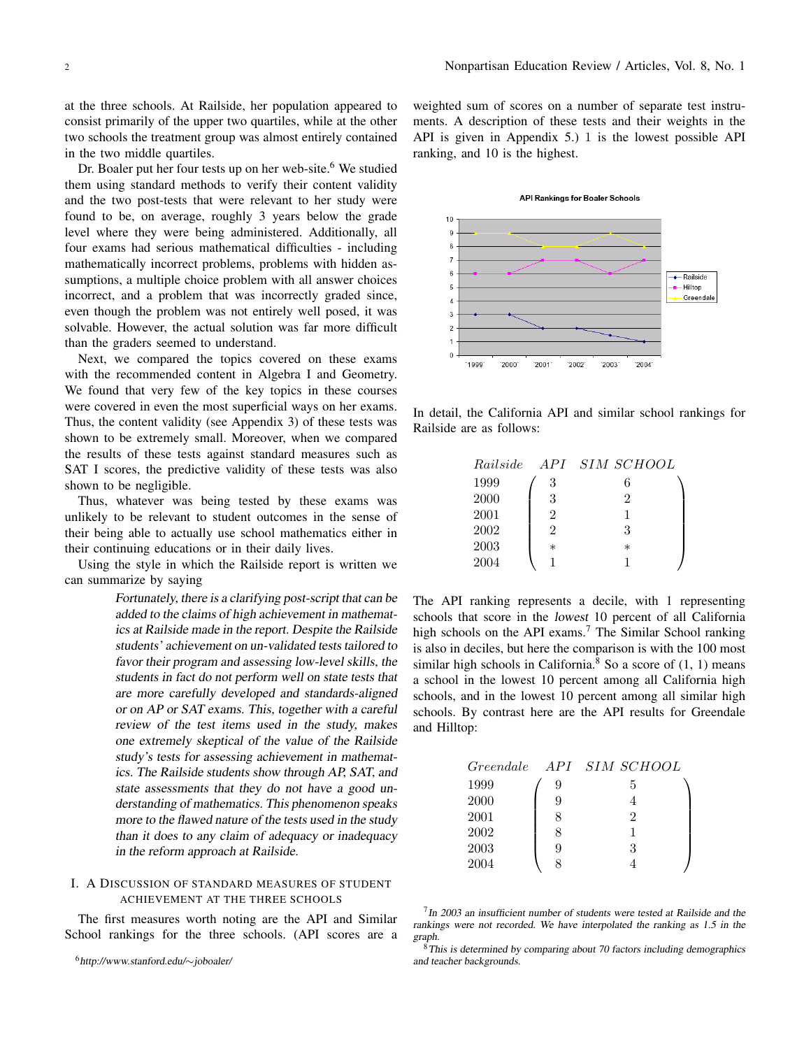at the three schools. At Railside, her population appeared to consist primarily of the upper two quartiles, while at the other two schools the treatment group was almost entirely contained in the two middle quartiles.

Dr. Boaler put her four tests up on her web-site.[6] We studied them using standard methods to verify their content validity and the two post-tests that were relevant to her study were found to be, on average, roughly 3 years below the grade level where they were being administered. Additionally, all four exams had serious mathematical difficulties - including mathematically incorrect problems, problems with hidden assumptions, a multiple choice problem with all answer choices incorrect, and a problem that was incorrectly graded since, even though the problem was not entirely well posed, it was solvable. However, the actual solution was far more difficult than the graders seemed to understand.

Next, we compared the topics covered on these exams with the recommended content in Algebra I and Geometry. We found that very few of the key topics in these courses were covered in even the most superficial ways on her exams. Thus, the content validity (see Appendix 3) of these tests was shown to be extremely small. Moreover, when we compared the results of these tests against standard measures such as SAT I scores, the predictive validity of these tests was also shown to be negligible.

Thus, whatever was being tested by these exams was unlikely to be relevant to student outcomes in the sense of their being able to actually use school mathematics either in their continuing educations or in their daily lives.

Using the style in which the Railside report is written we can summarize by saying

> Fortunately, there is a clarifying post-script that can be added to the claims of high achievement in mathematics at Railside made in the report. Despite the Railside students' achievement on un-validated tests tailored to favor their program and assessing low-level skills, the students in fact do not perform well on state tests that are more carefully developed and standards-aligned or on AP or SAT exams. This, together with a careful review of the test items used in the study, makes one extremely skeptical of the value of the Railside study's tests for assessing achievement in mathematics. The Railside students show through AP, SAT, and state assessments that they do not have a good understanding of mathematics. This phenomenon speaks more to the flawed nature of the tests used in the study than it does to any claim of adequacy or inadequacy in the reform approach at Railside.

## I. A Discussion of Standard Measures of Student Achievement at the Three Schools

The first measures worth noting are the API and Similar School rankings for the three schools. (API scores are a weighted sum of scores on a number of separate test instruments. A description of these tests and their weights in the API is given in Appendix 5.) 1 is the lowest possible API ranking, and 10 is the highest.

**API Rankings for Boaler Schools**

| Year | Railside | Hilltop | Greendale |
|---|---|---|---|
| 1999 | 3 | 6 | 9 |
| 2000 | 3 | 6 | 9 |
| 2001 | 2 | 7 | 8 |
| 2002 | 2 | 7 | 8 |
| 2003 | 1.5 | 6 | 9 |
| 2004 | 1 | 7 | 8 |

In detail, the California API and similar school rankings for Railside are as follows:

| *Railside* | *API* | *SIM SCHOOL* |
|---|---|---|
| 1999 | 3 | 6 |
| 2000 | 3 | 2 |
| 2001 | 2 | 1 |
| 2002 | 2 | 3 |
| 2003 | * | * |
| 2004 | 1 | 1 |

The API ranking represents a decile, with 1 representing schools that score in the *lowest* 10 percent of all California high schools on the API exams.[7] The Similar School ranking is also in deciles, but here the comparison is with the 100 most similar high schools in California.[8] So a score of (1, 1) means a school in the lowest 10 percent among all California high schools, and in the lowest 10 percent among all similar high schools. By contrast here are the API results for Greendale and Hilltop:

| *Greendale* | *API* | *SIM SCHOOL* |
|---|---|---|
| 1999 | 9 | 5 |
| 2000 | 9 | 4 |
| 2001 | 8 | 2 |
| 2002 | 8 | 1 |
| 2003 | 9 | 3 |
| 2004 | 8 | 4 |

[6] http://www.stanford.edu/~joboaler/

[7] In 2003 an insufficient number of students were tested at Railside and the rankings were not recorded. We have interpolated the ranking as 1.5 in the graph.

[8] This is determined by comparing about 70 factors including demographics and teacher backgrounds.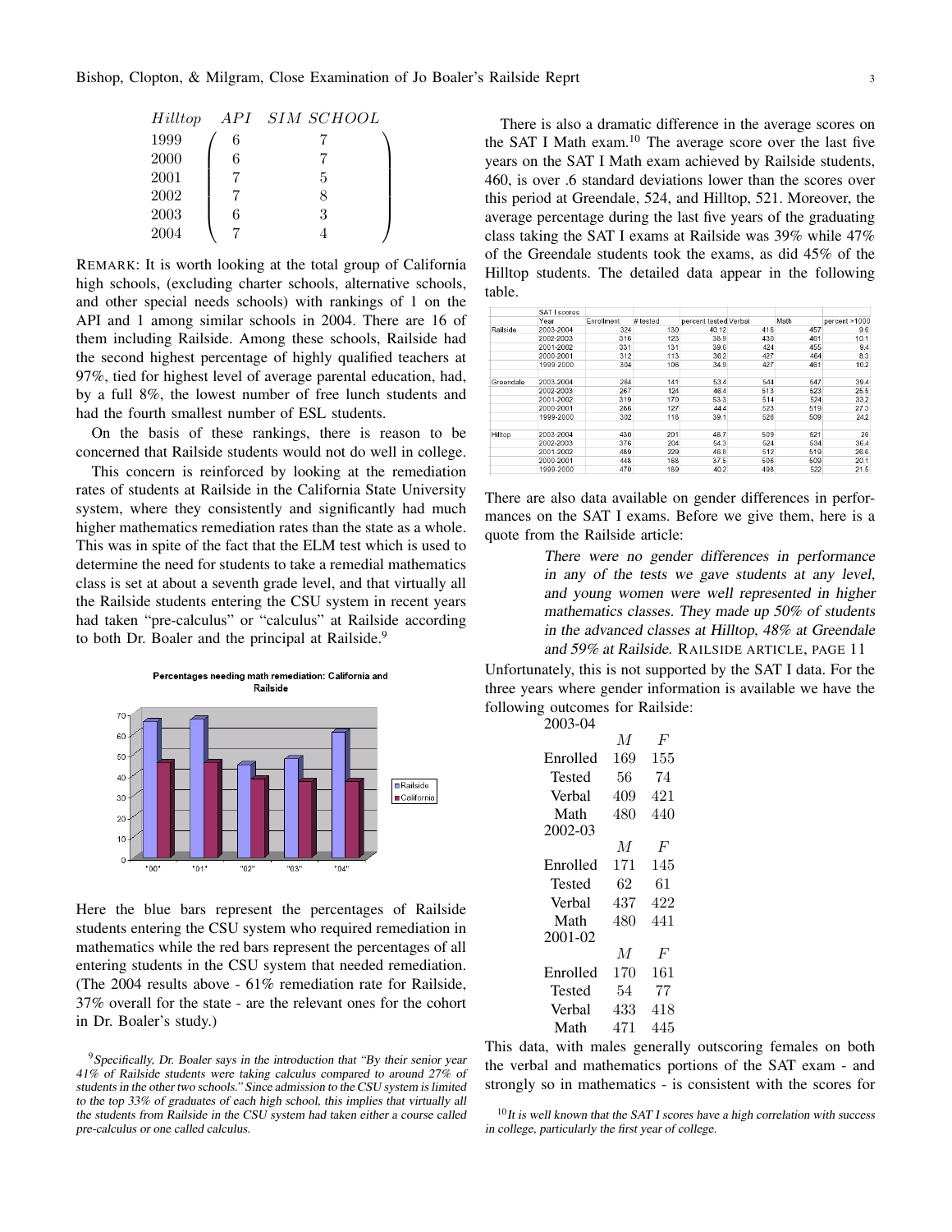| Hilltop | API | SIM SCHOOL |
|---|---|---|
| 1999 | 6 | 7 |
| 2000 | 6 | 7 |
| 2001 | 7 | 5 |
| 2002 | 7 | 8 |
| 2003 | 6 | 3 |
| 2004 | 7 | 4 |

REMARK: It is worth looking at the total group of California high schools, (excluding charter schools, alternative schools, and other special needs schools) with rankings of 1 on the API and 1 among similar schools in 2004. There are 16 of them including Railside. Among these schools, Railside had the second highest percentage of highly qualified teachers at 97%, tied for highest level of average parental education, had, by a full 8%, the lowest number of free lunch students and had the fourth smallest number of ESL students.

On the basis of these rankings, there is reason to be concerned that Railside students would not do well in college.

This concern is reinforced by looking at the remediation rates of students at Railside in the California State University system, where they consistently and significantly had much higher mathematics remediation rates than the state as a whole. This was in spite of the fact that the ELM test which is used to determine the need for students to take a remedial mathematics class is set at about a seventh grade level, and that virtually all the Railside students entering the CSU system in recent years had taken "pre-calculus" or "calculus" at Railside according to both Dr. Boaler and the principal at Railside.[9]

**Percentages needing math remediation: California and Railside**

| Year | Railside | California |
|---|---|---|
| "00" | 66 | 46 |
| "01" | 67 | 46 |
| "02" | 45 | 38 |
| "03" | 48 | 37 |
| "04" | 61 | 37 |

Here the blue bars represent the percentages of Railside students entering the CSU system who required remediation in mathematics while the red bars represent the percentages of all entering students in the CSU system that needed remediation. (The 2004 results above - 61% remediation rate for Railside, 37% overall for the state - are the relevant ones for the cohort in Dr. Boaler's study.)

There is also a dramatic difference in the average scores on the SAT I Math exam.[10] The average score over the last five years on the SAT I Math exam achieved by Railside students, 460, is over .6 standard deviations lower than the scores over this period at Greendale, 524, and Hilltop, 521. Moreover, the average percentage during the last five years of the graduating class taking the SAT I exams at Railside was 39% while 47% of the Greendale students took the exams, as did 45% of the Hilltop students. The detailed data appear in the following table.

| | SAT I scores | | | | | | |
|---|---|---|---|---|---|---|---|
| | Year | Enrollment | # tested | percent tested | Verbal | Math | percent >1000 |
| Railside | 2003-2004 | 324 | 130 | 40.12 | 416 | 457 | 9.6 |
| | 2002-2003 | 316 | 123 | 38.9 | 430 | 461 | 10.1 |
| | 2001-2002 | 331 | 131 | 39.6 | 424 | 455 | 9.4 |
| | 2000-2001 | 312 | 113 | 36.2 | 427 | 464 | 8.3 |
| | 1999-2000 | 304 | 106 | 34.9 | 427 | 461 | 10.2 |
| Greendale | 2003-2004 | 264 | 141 | 53.4 | 544 | 547 | 39.4 |
| | 2002-2003 | 267 | 124 | 46.4 | 513 | 523 | 25.5 |
| | 2001-2002 | 319 | 170 | 53.3 | 514 | 524 | 33.2 |
| | 2000-2001 | 286 | 127 | 44.4 | 523 | 519 | 27.3 |
| | 1999-2000 | 302 | 118 | 39.1 | 526 | 509 | 24.2 |
| Hilltop | 2003-2004 | 430 | 201 | 46.7 | 509 | 521 | 26 |
| | 2002-2003 | 376 | 204 | 54.3 | 524 | 534 | 36.4 |
| | 2001-2002 | 489 | 229 | 46.8 | 512 | 519 | 26.6 |
| | 2000-2001 | 448 | 168 | 37.5 | 506 | 509 | 20.1 |
| | 1999-2000 | 470 | 189 | 40.2 | 498 | 522 | 21.5 |

There are also data available on gender differences in performances on the SAT I exams. Before we give them, here is a quote from the Railside article:

> *There were no gender differences in performance in any of the tests we gave students at any level, and young women were well represented in higher mathematics classes. They made up 50% of students in the advanced classes at Hilltop, 48% at Greendale and 59% at Railside.* RAILSIDE ARTICLE, PAGE 11

Unfortunately, this is not supported by the SAT I data. For the three years where gender information is available we have the following outcomes for Railside:

2003-04

| | M | F |
|---|---|---|
| Enrolled | 169 | 155 |
| Tested | 56 | 74 |
| Verbal | 409 | 421 |
| Math | 480 | 440 |

2002-03

| | M | F |
|---|---|---|
| Enrolled | 171 | 145 |
| Tested | 62 | 61 |
| Verbal | 437 | 422 |
| Math | 480 | 441 |

2001-02

| | M | F |
|---|---|---|
| Enrolled | 170 | 161 |
| Tested | 54 | 77 |
| Verbal | 433 | 418 |
| Math | 471 | 445 |

This data, with males generally outscoring females on both the verbal and mathematics portions of the SAT exam - and strongly so in mathematics - is consistent with the scores for

[9] *Specifically, Dr. Boaler says in the introduction that "By their senior year 41% of Railside students were taking calculus compared to around 27% of students in the other two schools." Since admission to the CSU system is limited to the top 33% of graduates of each high school, this implies that virtually all the students from Railside in the CSU system had taken either a course called pre-calculus or one called calculus.*

[10] *It is well known that the SAT I scores have a high correlation with success in college, particularly the first year of college.*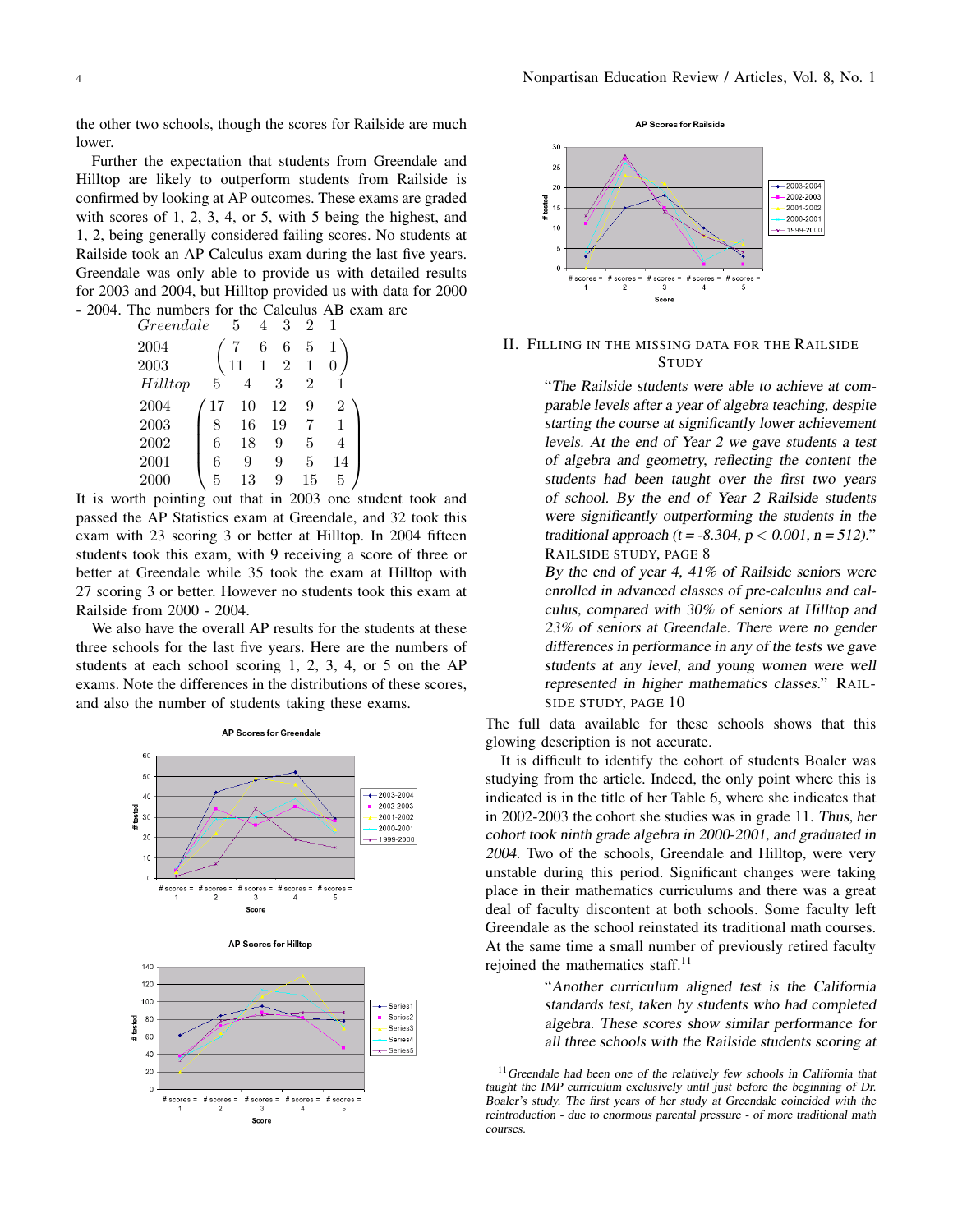the other two schools, though the scores for Railside are much lower.

Further the expectation that students from Greendale and Hilltop are likely to outperform students from Railside is confirmed by looking at AP outcomes. These exams are graded with scores of 1, 2, 3, 4, or 5, with 5 being the highest, and 1, 2, being generally considered failing scores. No students at Railside took an AP Calculus exam during the last five years. Greendale was only able to provide us with detailed results for 2003 and 2004, but Hilltop provided us with data for 2000 - 2004. The numbers for the Calculus AB exam are

| *Greendale* | 5 | 4 | 3 | 2 | 1 |
|---|---|---|---|---|---|
| 2004 | 7 | 6 | 6 | 5 | 1 |
| 2003 | 11 | 1 | 2 | 1 | 0 |

| *Hilltop* | 5 | 4 | 3 | 2 | 1 |
|---|---|---|---|---|---|
| 2004 | 17 | 10 | 12 | 9 | 2 |
| 2003 | 8 | 16 | 19 | 7 | 1 |
| 2002 | 6 | 18 | 9 | 5 | 4 |
| 2001 | 6 | 9 | 9 | 5 | 14 |
| 2000 | 5 | 13 | 9 | 15 | 5 |

It is worth pointing out that in 2003 one student took and passed the AP Statistics exam at Greendale, and 32 took this exam with 23 scoring 3 or better at Hilltop. In 2004 fifteen students took this exam, with 9 receiving a score of three or better at Greendale while 35 took the exam at Hilltop with 27 scoring 3 or better. However no students took this exam at Railside from 2000 - 2004.

We also have the overall AP results for the students at these three schools for the last five years. Here are the numbers of students at each school scoring 1, 2, 3, 4, or 5 on the AP exams. Note the differences in the distributions of these scores, and also the number of students taking these exams.

## II. Filling in the Missing Data for the Railside Study

> "*The Railside students were able to achieve at comparable levels after a year of algebra teaching, despite starting the course at significantly lower achievement levels. At the end of Year 2 we gave students a test of algebra and geometry, reflecting the content the students had been taught over the first two years of school. By the end of Year 2 Railside students were significantly outperforming the students in the traditional approach ($t = -8.304$, $p < 0.001$, $n = 512$).*" Railside Study, page 8
>
> *By the end of year 4, 41% of Railside seniors were enrolled in advanced classes of pre-calculus and calculus, compared with 30% of seniors at Hilltop and 23% of seniors at Greendale. There were no gender differences in performance in any of the tests we gave students at any level, and young women were well represented in higher mathematics classes.*" Railside Study, page 10

The full data available for these schools shows that this glowing description is not accurate.

It is difficult to identify the cohort of students Boaler was studying from the article. Indeed, the only point where this is indicated is in the title of her Table 6, where she indicates that in 2002-2003 the cohort she studies was in grade 11. *Thus, her cohort took ninth grade algebra in 2000-2001, and graduated in 2004.* Two of the schools, Greendale and Hilltop, were very unstable during this period. Significant changes were taking place in their mathematics curriculums and there was a great deal of faculty discontent at both schools. Some faculty left Greendale as the school reinstated its traditional math courses. At the same time a small number of previously retired faculty rejoined the mathematics staff.[11]

> "*Another curriculum aligned test is the California standards test, taken by students who had completed algebra. These scores show similar performance for all three schools with the Railside students scoring at*

[11] *Greendale had been one of the relatively few schools in California that taught the IMP curriculum exclusively until just before the beginning of Dr. Boaler's study. The first years of her study at Greendale coincided with the reintroduction - due to enormous parental pressure - of more traditional math courses.*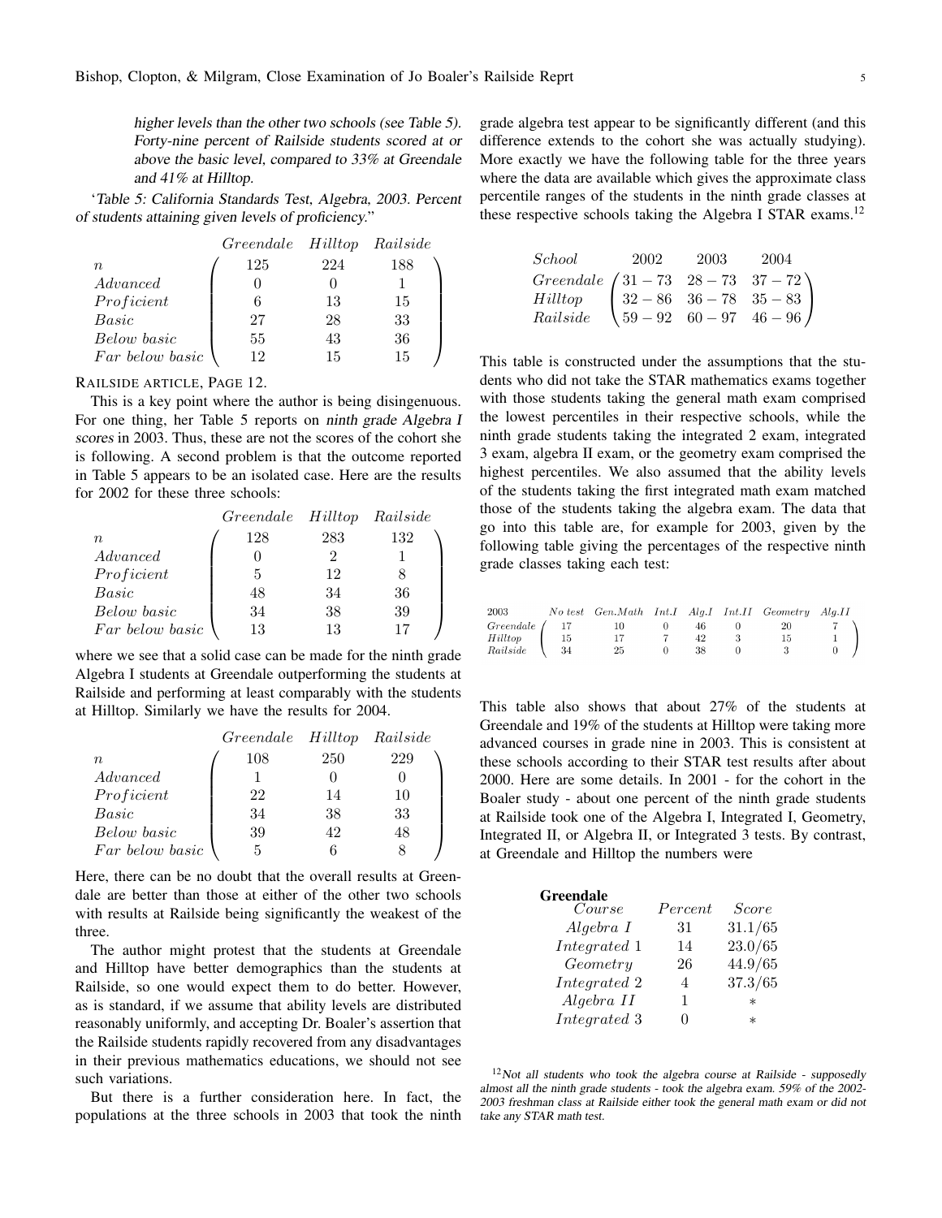*higher levels than the other two schools (see Table 5). Forty-nine percent of Railside students scored at or above the basic level, compared to 33% at Greendale and 41% at Hilltop.*

'*Table 5: California Standards Test, Algebra, 2003. Percent of students attaining given levels of proficiency.*"

| | Greendale | Hilltop | Railside |
|---|---|---|---|
| $n$ | 125 | 224 | 188 |
| Advanced | 0 | 0 | 1 |
| Proficient | 6 | 13 | 15 |
| Basic | 27 | 28 | 33 |
| Below basic | 55 | 43 | 36 |
| Far below basic | 12 | 15 | 15 |

RAILSIDE ARTICLE, PAGE 12.

This is a key point where the author is being disingenuous. For one thing, her Table 5 reports on *ninth grade Algebra I scores* in 2003. Thus, these are not the scores of the cohort she is following. A second problem is that the outcome reported in Table 5 appears to be an isolated case. Here are the results for 2002 for these three schools:

| | Greendale | Hilltop | Railside |
|---|---|---|---|
| $n$ | 128 | 283 | 132 |
| Advanced | 0 | 2 | 1 |
| Proficient | 5 | 12 | 8 |
| Basic | 48 | 34 | 36 |
| Below basic | 34 | 38 | 39 |
| Far below basic | 13 | 13 | 17 |

where we see that a solid case can be made for the ninth grade Algebra I students at Greendale outperforming the students at Railside and performing at least comparably with the students at Hilltop. Similarly we have the results for 2004.

| | Greendale | Hilltop | Railside |
|---|---|---|---|
| $n$ | 108 | 250 | 229 |
| Advanced | 1 | 0 | 0 |
| Proficient | 22 | 14 | 10 |
| Basic | 34 | 38 | 33 |
| Below basic | 39 | 42 | 48 |
| Far below basic | 5 | 6 | 8 |

Here, there can be no doubt that the overall results at Greendale are better than those at either of the other two schools with results at Railside being significantly the weakest of the three.

The author might protest that the students at Greendale and Hilltop have better demographics than the students at Railside, so one would expect them to do better. However, as is standard, if we assume that ability levels are distributed reasonably uniformly, and accepting Dr. Boaler's assertion that the Railside students rapidly recovered from any disadvantages in their previous mathematics educations, we should not see such variations.

But there is a further consideration here. In fact, the populations at the three schools in 2003 that took the ninth grade algebra test appear to be significantly different (and this difference extends to the cohort she was actually studying). More exactly we have the following table for the three years where the data are available which gives the approximate class percentile ranges of the students in the ninth grade classes at these respective schools taking the Algebra I STAR exams.[12]

| School | 2002 | 2003 | 2004 |
|---|---|---|---|
| Greendale | 31 − 73 | 28 − 73 | 37 − 72 |
| Hilltop | 32 − 86 | 36 − 78 | 35 − 83 |
| Railside | 59 − 92 | 60 − 97 | 46 − 96 |

This table is constructed under the assumptions that the students who did not take the STAR mathematics exams together with those students taking the general math exam comprised the lowest percentiles in their respective schools, while the ninth grade students taking the integrated 2 exam, integrated 3 exam, algebra II exam, or the geometry exam comprised the highest percentiles. We also assumed that the ability levels of the students taking the first integrated math exam matched those of the students taking the algebra exam. The data that go into this table are, for example for 2003, given by the following table giving the percentages of the respective ninth grade classes taking each test:

| 2003 | No test | Gen.Math | Int.I | Alg.I | Int.II | Geometry | Alg.II |
|---|---|---|---|---|---|---|---|
| Greendale | 17 | 10 | 0 | 46 | 0 | 20 | 7 |
| Hilltop | 15 | 17 | 7 | 42 | 3 | 15 | 1 |
| Railside | 34 | 25 | 0 | 38 | 0 | 3 | 0 |

This table also shows that about 27% of the students at Greendale and 19% of the students at Hilltop were taking more advanced courses in grade nine in 2003. This is consistent at these schools according to their STAR test results after about 2000. Here are some details. In 2001 - for the cohort in the Boaler study - about one percent of the ninth grade students at Railside took one of the Algebra I, Integrated I, Geometry, Integrated II, or Algebra II, or Integrated 3 tests. By contrast, at Greendale and Hilltop the numbers were

**Greendale**

| Course | Percent | Score |
|---|---|---|
| Algebra I | 31 | 31.1/65 |
| Integrated 1 | 14 | 23.0/65 |
| Geometry | 26 | 44.9/65 |
| Integrated 2 | 4 | 37.3/65 |
| Algebra II | 1 | * |
| Integrated 3 | 0 | * |

[12] *Not all students who took the algebra course at Railside - supposedly almost all the ninth grade students - took the algebra exam. 59% of the 2002-2003 freshman class at Railside either took the general math exam or did not take any STAR math test.*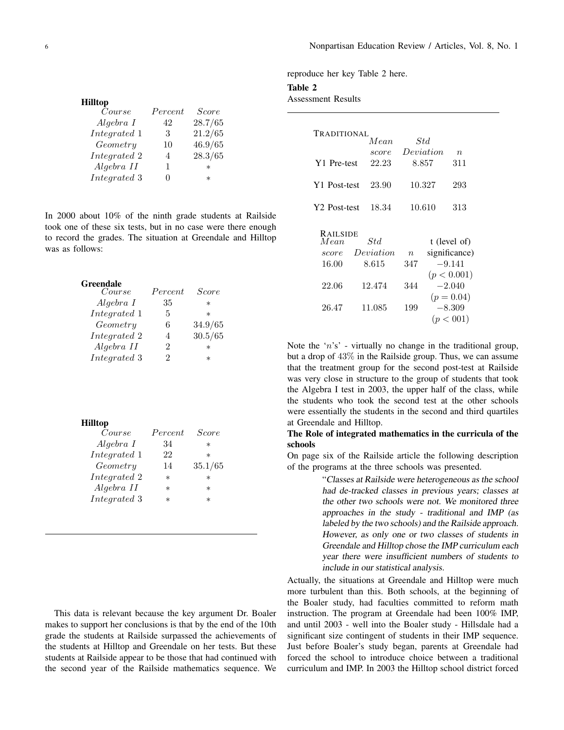**Hilltop**

| Course | Percent | Score |
|---|---|---|
| Algebra I | 42 | 28.7/65 |
| Integrated 1 | 3 | 21.2/65 |
| Geometry | 10 | 46.9/65 |
| Integrated 2 | 4 | 28.3/65 |
| Algebra II | 1 | * |
| Integrated 3 | 0 | * |

In 2000 about 10% of the ninth grade students at Railside took one of these six tests, but in no case were there enough to record the grades. The situation at Greendale and Hilltop was as follows:

**Greendale**

| Course | Percent | Score |
|---|---|---|
| Algebra I | 35 | * |
| Integrated 1 | 5 | * |
| Geometry | 6 | 34.9/65 |
| Integrated 2 | 4 | 30.5/65 |
| Algebra II | 2 | * |
| Integrated 3 | 2 | * |

**Hilltop**

| Course | Percent | Score |
|---|---|---|
| Algebra I | 34 | * |
| Integrated 1 | 22 | * |
| Geometry | 14 | 35.1/65 |
| Integrated 2 | * | * |
| Algebra II | * | * |
| Integrated 3 | * | * |

This data is relevant because the key argument Dr. Boaler makes to support her conclusions is that by the end of the 10th grade the students at Railside surpassed the achievements of the students at Hilltop and Greendale on her tests. But these students at Railside appear to be those that had continued with the second year of the Railside mathematics sequence. We reproduce her key Table 2 here.

**Table 2**

Assessment Results

| | Traditional | | | Railside | | | |
|---|---|---|---|---|---|---|---|
| | Mean score | Std Deviation | $n$ | Mean score | Std Deviation | $n$ | t (level of) significance) |
| Y1 Pre-test | 22.23 | 8.857 | 311 | 16.00 | 8.615 | 347 | −9.141 ($p < 0.001$) |
| Y1 Post-test | 23.90 | 10.327 | 293 | 22.06 | 12.474 | 344 | −2.040 ($p = 0.04$) |
| Y2 Post-test | 18.34 | 10.610 | 313 | 26.47 | 11.085 | 199 | −8.309 ($p < 001$) |

Note the '$n$'s' - virtually no change in the traditional group, but a drop of 43% in the Railside group. Thus, we can assume that the treatment group for the second post-test at Railside was very close in structure to the group of students that took the Algebra I test in 2003, the upper half of the class, while the students who took the second test at the other schools were essentially the students in the second and third quartiles at Greendale and Hilltop.

**The Role of integrated mathematics in the curricula of the schools**

On page six of the Railside article the following description of the programs at the three schools was presented.

> "*Classes at Railside were heterogeneous as the school had de-tracked classes in previous years; classes at the other two schools were not. We monitored three approaches in the study - traditional and IMP (as labeled by the two schools) and the Railside approach. However, as only one or two classes of students in Greendale and Hilltop chose the IMP curriculum each year there were insufficient numbers of students to include in our statistical analysis.*

Actually, the situations at Greendale and Hilltop were much more turbulent than this. Both schools, at the beginning of the Boaler study, had faculties committed to reform math instruction. The program at Greendale had been 100% IMP, and until 2003 - well into the Boaler study - Hillsdale had a significant size contingent of students in their IMP sequence. Just before Boaler's study began, parents at Greendale had forced the school to introduce choice between a traditional curriculum and IMP. In 2003 the Hilltop school district forced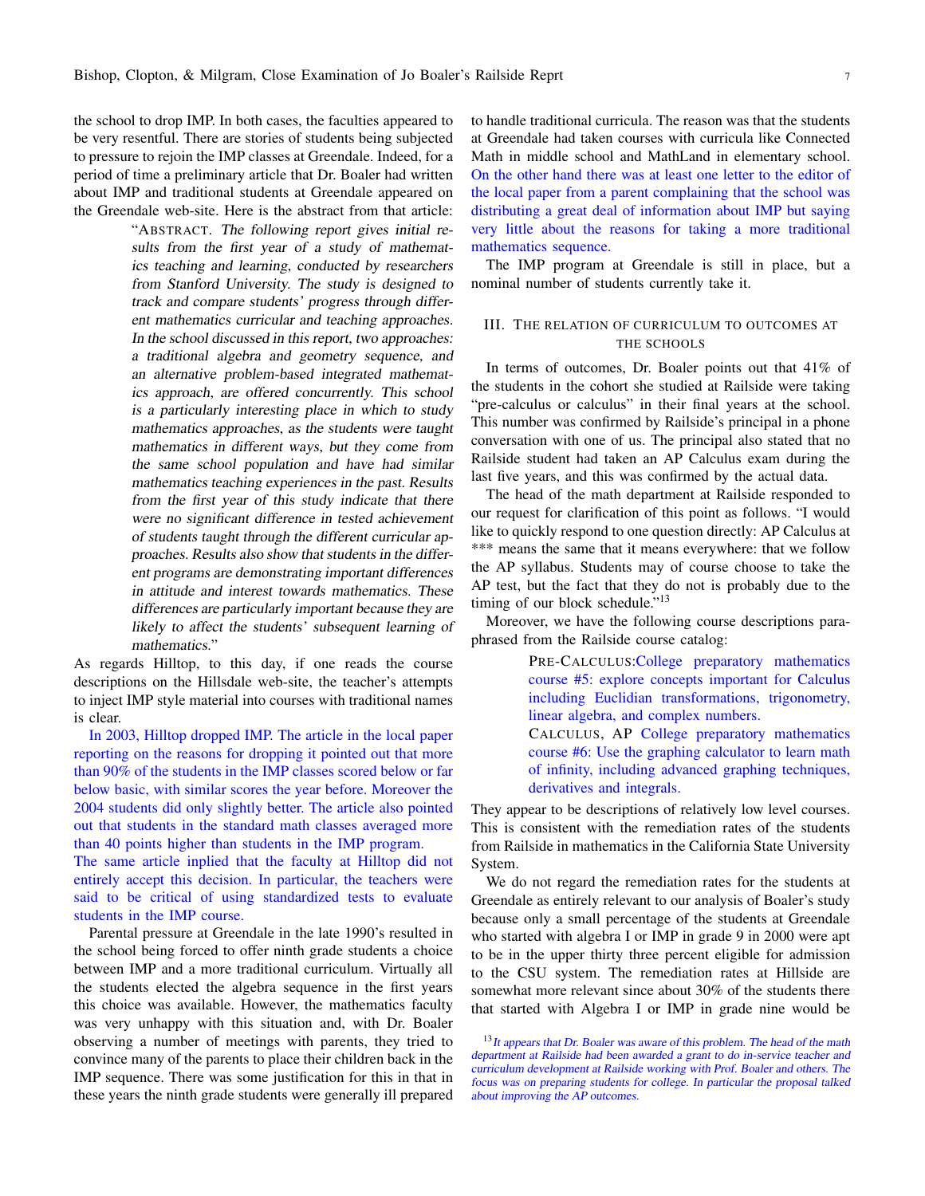the school to drop IMP. In both cases, the faculties appeared to be very resentful. There are stories of students being subjected to pressure to rejoin the IMP classes at Greendale. Indeed, for a period of time a preliminary article that Dr. Boaler had written about IMP and traditional students at Greendale appeared on the Greendale web-site. Here is the abstract from that article:

> "ABSTRACT. *The following report gives initial results from the first year of a study of mathematics teaching and learning, conducted by researchers from Stanford University. The study is designed to track and compare students' progress through different mathematics curricular and teaching approaches. In the school discussed in this report, two approaches: a traditional algebra and geometry sequence, and an alternative problem-based integrated mathematics approach, are offered concurrently. This school is a particularly interesting place in which to study mathematics approaches, as the students were taught mathematics in different ways, but they come from the same school population and have had similar mathematics teaching experiences in the past. Results from the first year of this study indicate that there were no significant difference in tested achievement of students taught through the different curricular approaches. Results also show that students in the different programs are demonstrating important differences in attitude and interest towards mathematics. These differences are particularly important because they are likely to affect the students' subsequent learning of mathematics.*"

As regards Hilltop, to this day, if one reads the course descriptions on the Hillsdale web-site, the teacher's attempts to inject IMP style material into courses with traditional names is clear.

In 2003, Hilltop dropped IMP. The article in the local paper reporting on the reasons for dropping it pointed out that more than 90% of the students in the IMP classes scored below or far below basic, with similar scores the year before. Moreover the 2004 students did only slightly better. The article also pointed out that students in the standard math classes averaged more than 40 points higher than students in the IMP program. The same article inplied that the faculty at Hilltop did not entirely accept this decision. In particular, the teachers were said to be critical of using standardized tests to evaluate students in the IMP course.

Parental pressure at Greendale in the late 1990's resulted in the school being forced to offer ninth grade students a choice between IMP and a more traditional curriculum. Virtually all the students elected the algebra sequence in the first years this choice was available. However, the mathematics faculty was very unhappy with this situation and, with Dr. Boaler observing a number of meetings with parents, they tried to convince many of the parents to place their children back in the IMP sequence. There was some justification for this in that in these years the ninth grade students were generally ill prepared to handle traditional curricula. The reason was that the students at Greendale had taken courses with curricula like Connected Math in middle school and MathLand in elementary school. On the other hand there was at least one letter to the editor of the local paper from a parent complaining that the school was distributing a great deal of information about IMP but saying very little about the reasons for taking a more traditional mathematics sequence.

The IMP program at Greendale is still in place, but a nominal number of students currently take it.

## III. The relation of curriculum to outcomes at the schools

In terms of outcomes, Dr. Boaler points out that 41% of the students in the cohort she studied at Railside were taking "pre-calculus or calculus" in their final years at the school. This number was confirmed by Railside's principal in a phone conversation with one of us. The principal also stated that no Railside student had taken an AP Calculus exam during the last five years, and this was confirmed by the actual data.

The head of the math department at Railside responded to our request for clarification of this point as follows. "I would like to quickly respond to one question directly: AP Calculus at *** means the same that it means everywhere: that we follow the AP syllabus. Students may of course choose to take the AP test, but the fact that they do not is probably due to the timing of our block schedule."[13]

Moreover, we have the following course descriptions paraphrased from the Railside course catalog:

> PRE-CALCULUS: College preparatory mathematics course #5: explore concepts important for Calculus including Euclidian transformations, trigonometry, linear algebra, and complex numbers.
>
> CALCULUS, AP College preparatory mathematics course #6: Use the graphing calculator to learn math of infinity, including advanced graphing techniques, derivatives and integrals.

They appear to be descriptions of relatively low level courses. This is consistent with the remediation rates of the students from Railside in mathematics in the California State University System.

We do not regard the remediation rates for the students at Greendale as entirely relevant to our analysis of Boaler's study because only a small percentage of the students at Greendale who started with algebra I or IMP in grade 9 in 2000 were apt to be in the upper thirty three percent eligible for admission to the CSU system. The remediation rates at Hillside are somewhat more relevant since about 30% of the students there that started with Algebra I or IMP in grade nine would be

[13] *It appears that Dr. Boaler was aware of this problem. The head of the math department at Railside had been awarded a grant to do in-service teacher and curriculum development at Railside working with Prof. Boaler and others. The focus was on preparing students for college. In particular the proposal talked about improving the AP outcomes.*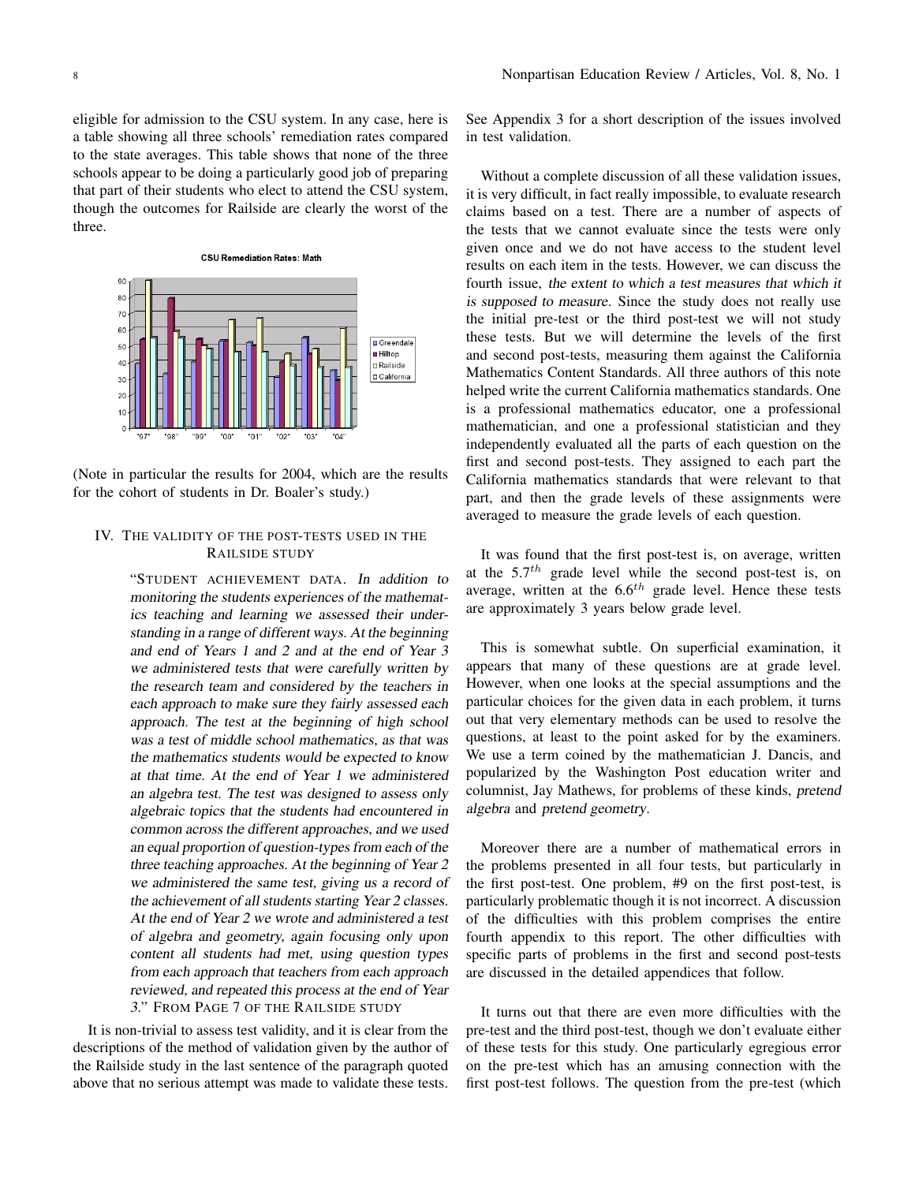eligible for admission to the CSU system. In any case, here is a table showing all three schools' remediation rates compared to the state averages. This table shows that none of the three schools appear to be doing a particularly good job of preparing that part of their students who elect to attend the CSU system, though the outcomes for Railside are clearly the worst of the three.

**CSU Remediation Rates: Math**

(Note in particular the results for 2004, which are the results for the cohort of students in Dr. Boaler's study.)

## IV. The validity of the post-tests used in the Railside study

> "STUDENT ACHIEVEMENT DATA. *In addition to monitoring the students experiences of the mathematics teaching and learning we assessed their understanding in a range of different ways. At the beginning and end of Years 1 and 2 and at the end of Year 3 we administered tests that were carefully written by the research team and considered by the teachers in each approach to make sure they fairly assessed each approach. The test at the beginning of high school was a test of middle school mathematics, as that was the mathematics students would be expected to know at that time. At the end of Year 1 we administered an algebra test. The test was designed to assess only algebraic topics that the students had encountered in common across the different approaches, and we used an equal proportion of question-types from each of the three teaching approaches. At the beginning of Year 2 we administered the same test, giving us a record of the achievement of all students starting Year 2 classes. At the end of Year 2 we wrote and administered a test of algebra and geometry, again focusing only upon content all students had met, using question types from each approach that teachers from each approach reviewed, and repeated this process at the end of Year 3.*" FROM PAGE 7 OF THE RAILSIDE STUDY

It is non-trivial to assess test validity, and it is clear from the descriptions of the method of validation given by the author of the Railside study in the last sentence of the paragraph quoted above that no serious attempt was made to validate these tests. See Appendix 3 for a short description of the issues involved in test validation.

Without a complete discussion of all these validation issues, it is very difficult, in fact really impossible, to evaluate research claims based on a test. There are a number of aspects of the tests that we cannot evaluate since the tests were only given once and we do not have access to the student level results on each item in the tests. However, we can discuss the fourth issue, *the extent to which a test measures that which it is supposed to measure*. Since the study does not really use the initial pre-test or the third post-test we will not study these tests. But we will determine the levels of the first and second post-tests, measuring them against the California Mathematics Content Standards. All three authors of this note helped write the current California mathematics standards. One is a professional mathematics educator, one a professional mathematician, and one a professional statistician and they independently evaluated all the parts of each question on the first and second post-tests. They assigned to each part the California mathematics standards that were relevant to that part, and then the grade levels of these assignments were averaged to measure the grade levels of each question.

It was found that the first post-test is, on average, written at the $5.7^{th}$ grade level while the second post-test is, on average, written at the $6.6^{th}$ grade level. Hence these tests are approximately 3 years below grade level.

This is somewhat subtle. On superficial examination, it appears that many of these questions are at grade level. However, when one looks at the special assumptions and the particular choices for the given data in each problem, it turns out that very elementary methods can be used to resolve the questions, at least to the point asked for by the examiners. We use a term coined by the mathematician J. Dancis, and popularized by the Washington Post education writer and columnist, Jay Mathews, for problems of these kinds, *pretend algebra* and *pretend geometry*.

Moreover there are a number of mathematical errors in the problems presented in all four tests, but particularly in the first post-test. One problem, #9 on the first post-test, is particularly problematic though it is not incorrect. A discussion of the difficulties with this problem comprises the entire fourth appendix to this report. The other difficulties with specific parts of problems in the first and second post-tests are discussed in the detailed appendices that follow.

It turns out that there are even more difficulties with the pre-test and the third post-test, though we don't evaluate either of these tests for this study. One particularly egregious error on the pre-test which has an amusing connection with the first post-test follows. The question from the pre-test (which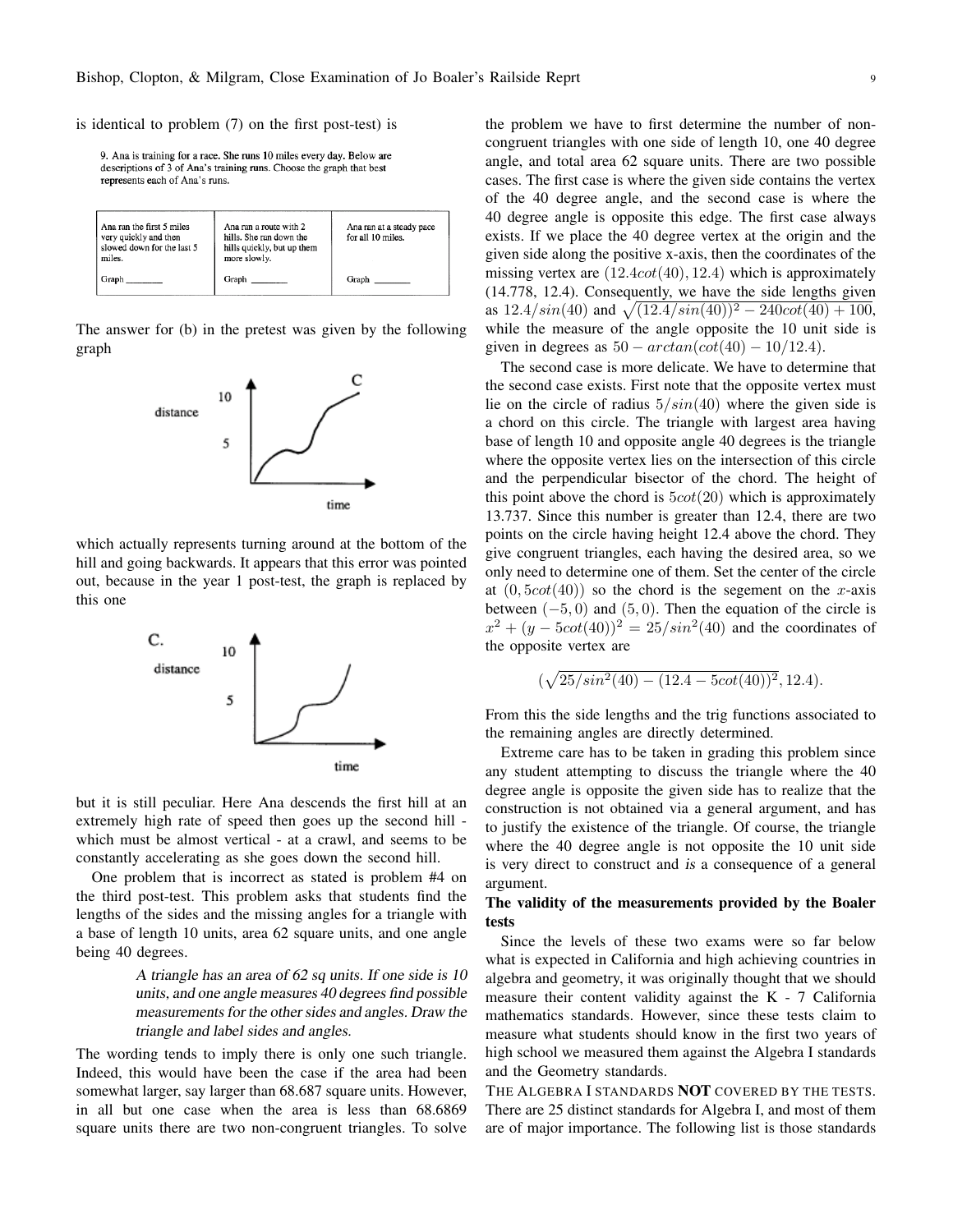is identical to problem (7) on the first post-test) is

9. Ana is training for a race. She runs 10 miles every day. Below are descriptions of 3 of Ana's training runs. Choose the graph that best represents each of Ana's runs.

| Ana ran the first 5 miles very quickly and then slowed down for the last 5 miles. | Ana ran a route with 2 hills. She ran down the hills quickly, but up them more slowly. | Ana ran at a steady pace for all 10 miles. |
|---|---|---|
| Graph _______ | Graph _______ | Graph _______ |

The answer for (b) in the pretest was given by the following graph

which actually represents turning around at the bottom of the hill and going backwards. It appears that this error was pointed out, because in the year 1 post-test, the graph is replaced by this one

but it is still peculiar. Here Ana descends the first hill at an extremely high rate of speed then goes up the second hill - which must be almost vertical - at a crawl, and seems to be constantly accelerating as she goes down the second hill.

One problem that is incorrect as stated is problem #4 on the third post-test. This problem asks that students find the lengths of the sides and the missing angles for a triangle with a base of length 10 units, area 62 square units, and one angle being 40 degrees.

> *A triangle has an area of 62 sq units. If one side is 10 units, and one angle measures 40 degrees find possible measurements for the other sides and angles. Draw the triangle and label sides and angles.*

The wording tends to imply there is only one such triangle. Indeed, this would have been the case if the area had been somewhat larger, say larger than 68.687 square units. However, in all but one case when the area is less than 68.6869 square units there are two non-congruent triangles. To solve the problem we have to first determine the number of non-congruent triangles with one side of length 10, one 40 degree angle, and total area 62 square units. There are two possible cases. The first case is where the given side contains the vertex of the 40 degree angle, and the second case is where the 40 degree angle is opposite this edge. The first case always exists. If we place the 40 degree vertex at the origin and the given side along the positive x-axis, then the coordinates of the missing vertex are $(12.4cot(40), 12.4)$ which is approximately (14.778, 12.4). Consequently, we have the side lengths given as $12.4/sin(40)$ and $\sqrt{(12.4/sin(40))^2 - 240cot(40) + 100}$, while the measure of the angle opposite the 10 unit side is given in degrees as $50 - arctan(cot(40) - 10/12.4)$.

The second case is more delicate. We have to determine that the second case exists. First note that the opposite vertex must lie on the circle of radius $5/sin(40)$ where the given side is a chord on this circle. The triangle with largest area having base of length 10 and opposite angle 40 degrees is the triangle where the opposite vertex lies on the intersection of this circle and the perpendicular bisector of the chord. The height of this point above the chord is $5cot(20)$ which is approximately 13.737. Since this number is greater than 12.4, there are two points on the circle having height 12.4 above the chord. They give congruent triangles, each having the desired area, so we only need to determine one of them. Set the center of the circle at $(0, 5cot(40))$ so the chord is the segement on the $x$-axis between $(-5, 0)$ and $(5, 0)$. Then the equation of the circle is $x^2 + (y - 5cot(40))^2 = 25/sin^2(40)$ and the coordinates of the opposite vertex are

$$(\sqrt{25/sin^2(40) - (12.4 - 5cot(40))^2}, 12.4).$$

From this the side lengths and the trig functions associated to the remaining angles are directly determined.

Extreme care has to be taken in grading this problem since any student attempting to discuss the triangle where the 40 degree angle is opposite the given side has to realize that the construction is not obtained via a general argument, and has to justify the existence of the triangle. Of course, the triangle where the 40 degree angle is not opposite the 10 unit side is very direct to construct and *is* a consequence of a general argument.

**The validity of the measurements provided by the Boaler tests**

Since the levels of these two exams were so far below what is expected in California and high achieving countries in algebra and geometry, it was originally thought that we should measure their content validity against the K - 7 California mathematics standards. However, since these tests claim to measure what students should know in the first two years of high school we measured them against the Algebra I standards and the Geometry standards.

THE ALGEBRA I STANDARDS **NOT** COVERED BY THE TESTS. There are 25 distinct standards for Algebra I, and most of them are of major importance. The following list is those standards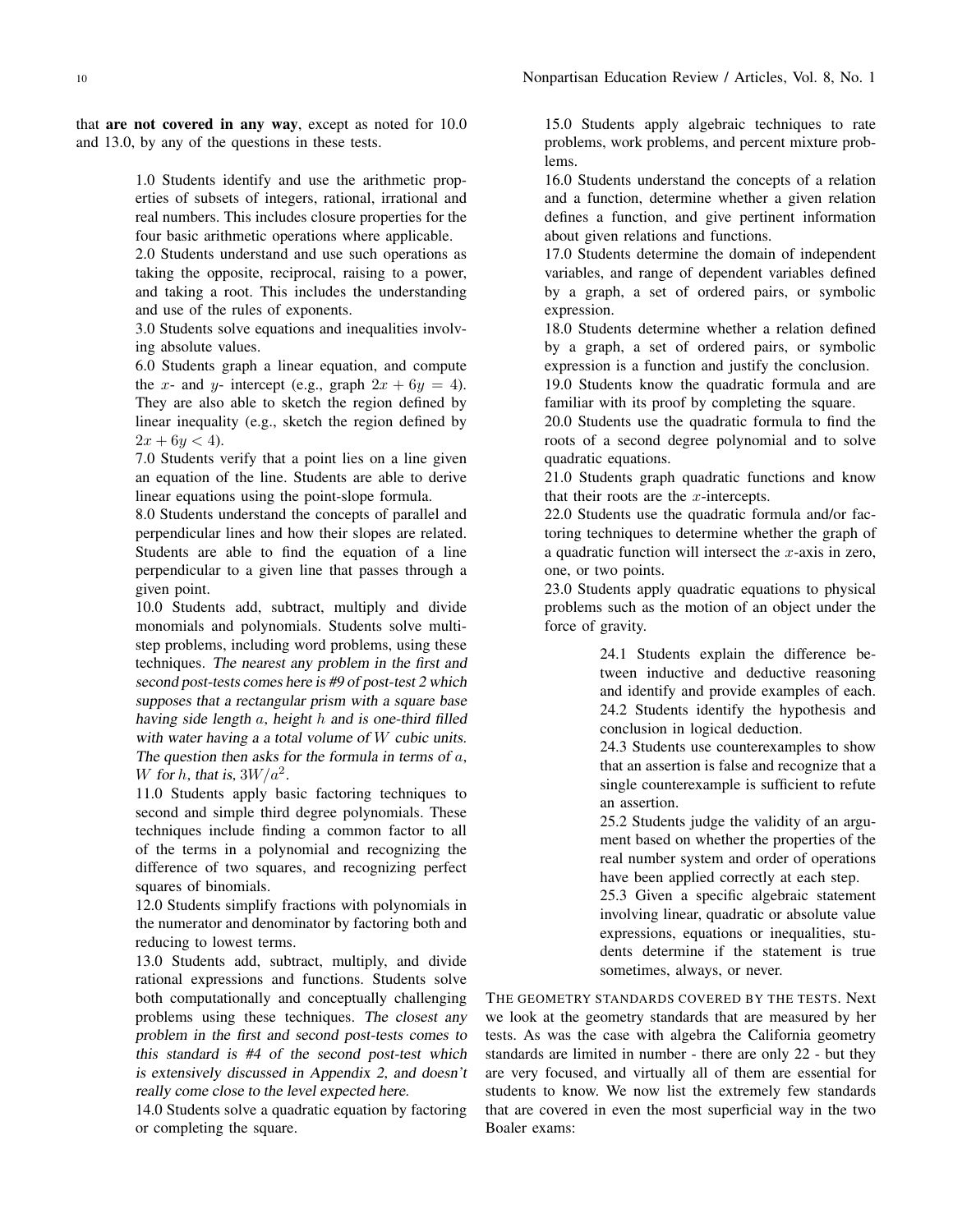that **are not covered in any way**, except as noted for 10.0 and 13.0, by any of the questions in these tests.

> 1.0 Students identify and use the arithmetic properties of subsets of integers, rational, irrational and real numbers. This includes closure properties for the four basic arithmetic operations where applicable.
>
> 2.0 Students understand and use such operations as taking the opposite, reciprocal, raising to a power, and taking a root. This includes the understanding and use of the rules of exponents.
>
> 3.0 Students solve equations and inequalities involving absolute values.
>
> 6.0 Students graph a linear equation, and compute the $x$- and $y$- intercept (e.g., graph $2x + 6y = 4$). They are also able to sketch the region defined by linear inequality (e.g., sketch the region defined by $2x + 6y < 4$).
>
> 7.0 Students verify that a point lies on a line given an equation of the line. Students are able to derive linear equations using the point-slope formula.
>
> 8.0 Students understand the concepts of parallel and perpendicular lines and how their slopes are related. Students are able to find the equation of a line perpendicular to a given line that passes through a given point.
>
> 10.0 Students add, subtract, multiply and divide monomials and polynomials. Students solve multi-step problems, including word problems, using these techniques. *The nearest any problem in the first and second post-tests comes here is #9 of post-test 2 which supposes that a rectangular prism with a square base having side length $a$, height $h$ and is one-third filled with water having a a total volume of $W$ cubic units. The question then asks for the formula in terms of $a$, $W$ for $h$, that is, $3W/a^2$.*
>
> 11.0 Students apply basic factoring techniques to second and simple third degree polynomials. These techniques include finding a common factor to all of the terms in a polynomial and recognizing the difference of two squares, and recognizing perfect squares of binomials.
>
> 12.0 Students simplify fractions with polynomials in the numerator and denominator by factoring both and reducing to lowest terms.
>
> 13.0 Students add, subtract, multiply, and divide rational expressions and functions. Students solve both computationally and conceptually challenging problems using these techniques. *The closest any problem in the first and second post-tests comes to this standard is #4 of the second post-test which is extensively discussed in Appendix 2, and doesn't really come close to the level expected here.*
>
> 14.0 Students solve a quadratic equation by factoring or completing the square.
>
> 15.0 Students apply algebraic techniques to rate problems, work problems, and percent mixture problems.
>
> 16.0 Students understand the concepts of a relation and a function, determine whether a given relation defines a function, and give pertinent information about given relations and functions.
>
> 17.0 Students determine the domain of independent variables, and range of dependent variables defined by a graph, a set of ordered pairs, or symbolic expression.
>
> 18.0 Students determine whether a relation defined by a graph, a set of ordered pairs, or symbolic expression is a function and justify the conclusion.
>
> 19.0 Students know the quadratic formula and are familiar with its proof by completing the square.
>
> 20.0 Students use the quadratic formula to find the roots of a second degree polynomial and to solve quadratic equations.
>
> 21.0 Students graph quadratic functions and know that their roots are the $x$-intercepts.
>
> 22.0 Students use the quadratic formula and/or factoring techniques to determine whether the graph of a quadratic function will intersect the $x$-axis in zero, one, or two points.
>
> 23.0 Students apply quadratic equations to physical problems such as the motion of an object under the force of gravity.
>
> > 24.1 Students explain the difference between inductive and deductive reasoning and identify and provide examples of each.
> >
> > 24.2 Students identify the hypothesis and conclusion in logical deduction.
> >
> > 24.3 Students use counterexamples to show that an assertion is false and recognize that a single counterexample is sufficient to refute an assertion.
> >
> > 25.2 Students judge the validity of an argument based on whether the properties of the real number system and order of operations have been applied correctly at each step.
> >
> > 25.3 Given a specific algebraic statement involving linear, quadratic or absolute value expressions, equations or inequalities, students determine if the statement is true sometimes, always, or never.

THE GEOMETRY STANDARDS COVERED BY THE TESTS. Next we look at the geometry standards that are measured by her tests. As was the case with algebra the California geometry standards are limited in number - there are only 22 - but they are very focused, and virtually all of them are essential for students to know. We now list the extremely few standards that are covered in even the most superficial way in the two Boaler exams: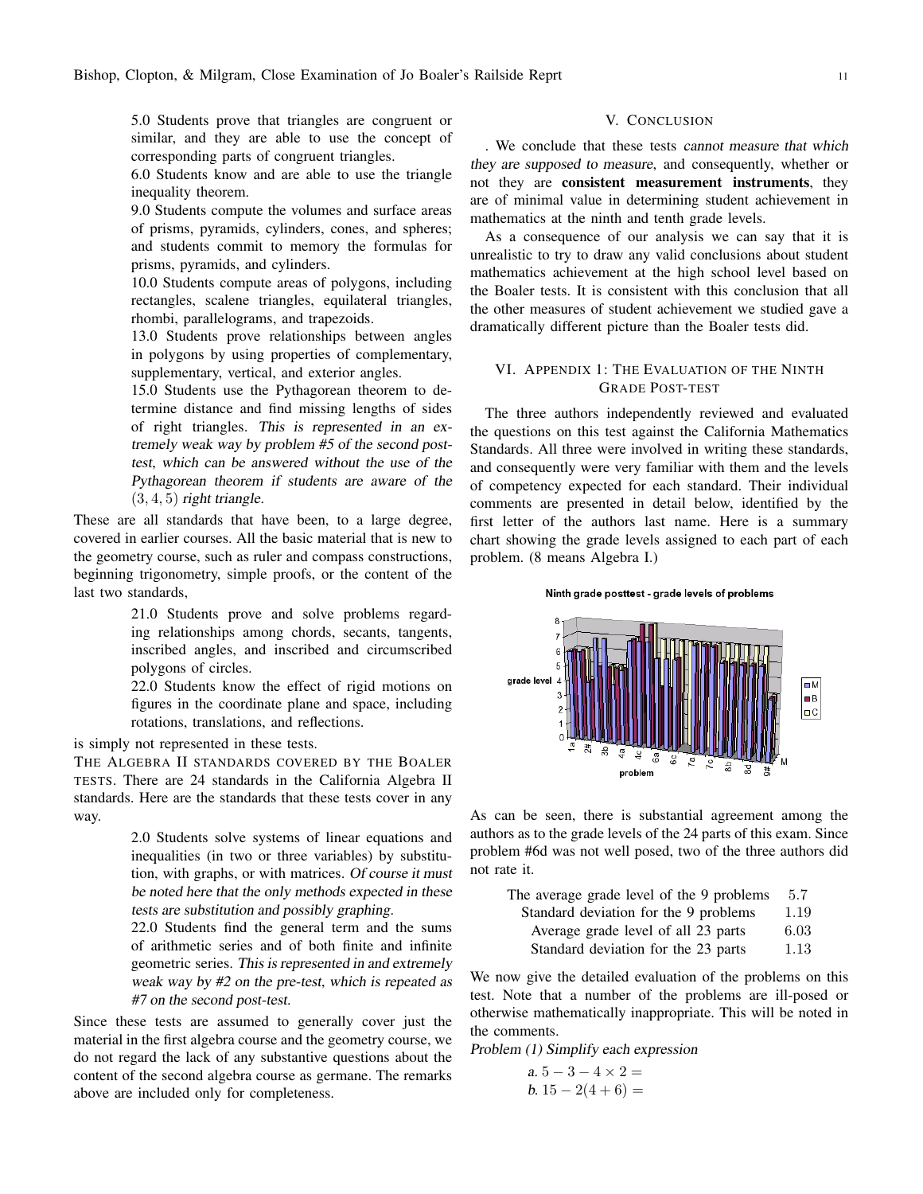5.0 Students prove that triangles are congruent or similar, and they are able to use the concept of corresponding parts of congruent triangles.

6.0 Students know and are able to use the triangle inequality theorem.

9.0 Students compute the volumes and surface areas of prisms, pyramids, cylinders, cones, and spheres; and students commit to memory the formulas for prisms, pyramids, and cylinders.

10.0 Students compute areas of polygons, including rectangles, scalene triangles, equilateral triangles, rhombi, parallelograms, and trapezoids.

13.0 Students prove relationships between angles in polygons by using properties of complementary, supplementary, vertical, and exterior angles.

15.0 Students use the Pythagorean theorem to determine distance and find missing lengths of sides of right triangles. *This is represented in an extremely weak way by problem #5 of the second post-test, which can be answered without the use of the Pythagorean theorem if students are aware of the $(3, 4, 5)$ right triangle.*

These are all standards that have been, to a large degree, covered in earlier courses. All the basic material that is new to the geometry course, such as ruler and compass constructions, beginning trigonometry, simple proofs, or the content of the last two standards,

21.0 Students prove and solve problems regarding relationships among chords, secants, tangents, inscribed angles, and inscribed and circumscribed polygons of circles.

22.0 Students know the effect of rigid motions on figures in the coordinate plane and space, including rotations, translations, and reflections.

is simply not represented in these tests.

THE ALGEBRA II STANDARDS COVERED BY THE BOALER TESTS. There are 24 standards in the California Algebra II standards. Here are the standards that these tests cover in any way.

2.0 Students solve systems of linear equations and inequalities (in two or three variables) by substitution, with graphs, or with matrices. *Of course it must be noted here that the only methods expected in these tests are substitution and possibly graphing.*

22.0 Students find the general term and the sums of arithmetic series and of both finite and infinite geometric series. *This is represented in and extremely weak way by #2 on the pre-test, which is repeated as #7 on the second post-test.*

Since these tests are assumed to generally cover just the material in the first algebra course and the geometry course, we do not regard the lack of any substantive questions about the content of the second algebra course as germane. The remarks above are included only for completeness.

## V. CONCLUSION

. We conclude that these tests *cannot measure that which they are supposed to measure*, and consequently, whether or not they are **consistent measurement instruments**, they are of minimal value in determining student achievement in mathematics at the ninth and tenth grade levels.

As a consequence of our analysis we can say that it is unrealistic to try to draw any valid conclusions about student mathematics achievement at the high school level based on the Boaler tests. It is consistent with this conclusion that all the other measures of student achievement we studied gave a dramatically different picture than the Boaler tests did.

## VI. APPENDIX 1: THE EVALUATION OF THE NINTH GRADE POST-TEST

The three authors independently reviewed and evaluated the questions on this test against the California Mathematics Standards. All three were involved in writing these standards, and consequently were very familiar with them and the levels of competency expected for each standard. Their individual comments are presented in detail below, identified by the first letter of the authors last name. Here is a summary chart showing the grade levels assigned to each part of each problem. (8 means Algebra I.)

Ninth grade posttest - grade levels of problems

As can be seen, there is substantial agreement among the authors as to the grade levels of the 24 parts of this exam. Since problem #6d was not well posed, two of the three authors did not rate it.

| | |
|---|---|
| The average grade level of the 9 problems | 5.7 |
| Standard deviation for the 9 problems | 1.19 |
| Average grade level of all 23 parts | 6.03 |
| Standard deviation for the 23 parts | 1.13 |

We now give the detailed evaluation of the problems on this test. Note that a number of the problems are ill-posed or otherwise mathematically inappropriate. This will be noted in the comments.

*Problem (1) Simplify each expression*

a. $5 - 3 - 4 \times 2 =$

b. $15 - 2(4 + 6) =$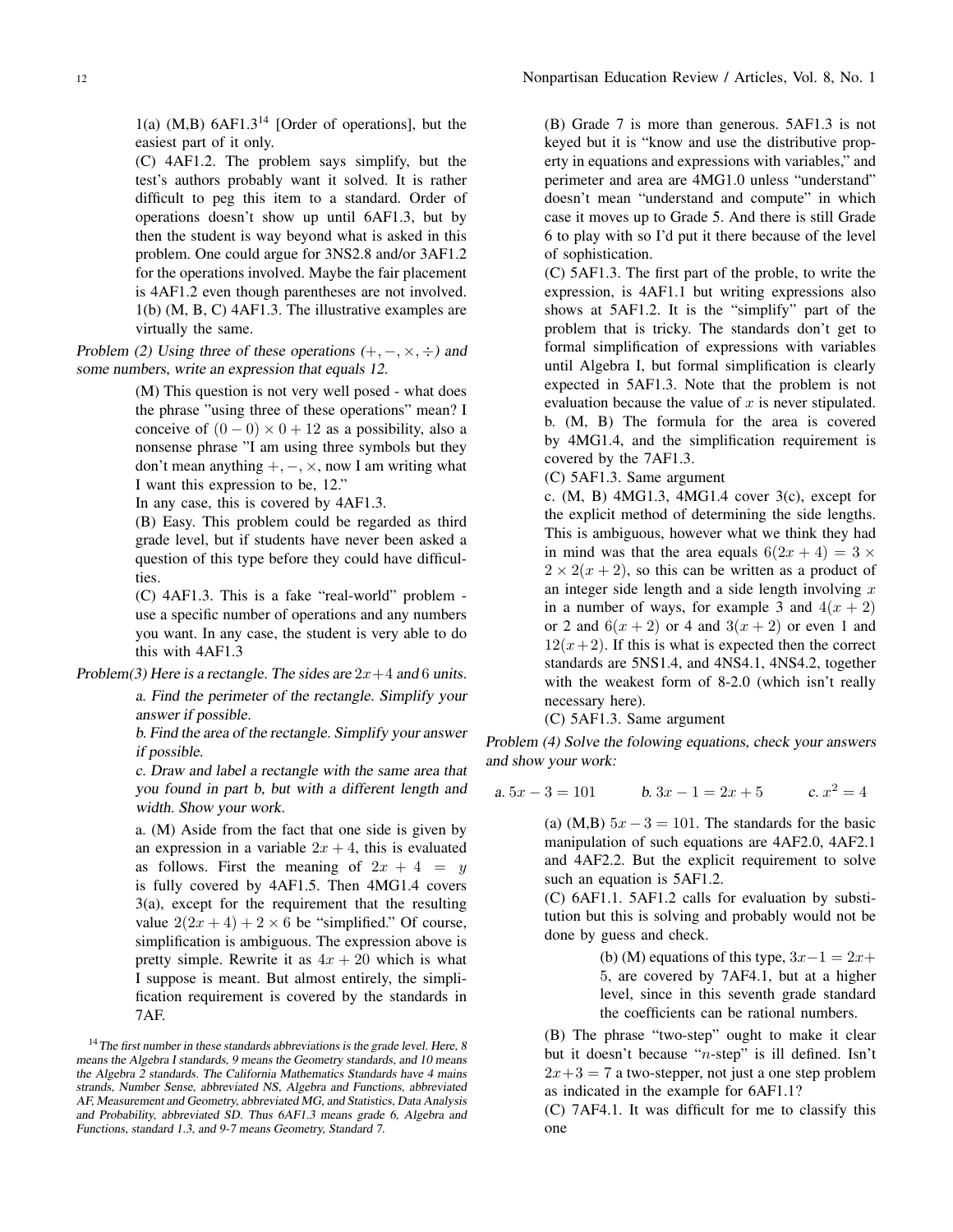1(a) (M,B) 6AF1.3[14] [Order of operations], but the easiest part of it only.

(C) 4AF1.2. The problem says simplify, but the test's authors probably want it solved. It is rather difficult to peg this item to a standard. Order of operations doesn't show up until 6AF1.3, but by then the student is way beyond what is asked in this problem. One could argue for 3NS2.8 and/or 3AF1.2 for the operations involved. Maybe the fair placement is 4AF1.2 even though parentheses are not involved.

1(b) (M, B, C) 4AF1.3. The illustrative examples are virtually the same.

*Problem (2) Using three of these operations ($+, -, \times, \div$) and some numbers, write an expression that equals 12.*

(M) This question is not very well posed - what does the phrase "using three of these operations" mean? I conceive of $(0-0)\times 0+12$ as a possibility, also a nonsense phrase "I am using three symbols but they don't mean anything $+, -, \times$, now I am writing what I want this expression to be, 12."

In any case, this is covered by 4AF1.3.

(B) Easy. This problem could be regarded as third grade level, but if students have never been asked a question of this type before they could have difficulties.

(C) 4AF1.3. This is a fake "real-world" problem - use a specific number of operations and any numbers you want. In any case, the student is very able to do this with 4AF1.3

*Problem(3) Here is a rectangle. The sides are $2x+4$ and 6 units.*

*a. Find the perimeter of the rectangle. Simplify your answer if possible.*

*b. Find the area of the rectangle. Simplify your answer if possible.*

*c. Draw and label a rectangle with the same area that you found in part b, but with a different length and width. Show your work.*

a. (M) Aside from the fact that one side is given by an expression in a variable $2x+4$, this is evaluated as follows. First the meaning of $2x+4 = y$ is fully covered by 4AF1.5. Then 4MG1.4 covers 3(a), except for the requirement that the resulting value $2(2x+4)+2\times 6$ be "simplified." Of course, simplification is ambiguous. The expression above is pretty simple. Rewrite it as $4x+20$ which is what I suppose is meant. But almost entirely, the simplification requirement is covered by the standards in 7AF.

(B) Grade 7 is more than generous. 5AF1.3 is not keyed but it is "know and use the distributive property in equations and expressions with variables," and perimeter and area are 4MG1.0 unless "understand" doesn't mean "understand and compute" in which case it moves up to Grade 5. And there is still Grade 6 to play with so I'd put it there because of the level of sophistication.

(C) 5AF1.3. The first part of the proble, to write the expression, is 4AF1.1 but writing expressions also shows at 5AF1.2. It is the "simplify" part of the problem that is tricky. The standards don't get to formal simplification of expressions with variables until Algebra I, but formal simplification is clearly expected in 5AF1.3. Note that the problem is not evaluation because the value of $x$ is never stipulated.

b. (M, B) The formula for the area is covered by 4MG1.4, and the simplification requirement is covered by the 7AF1.3.

(C) 5AF1.3. Same argument

c. (M, B) 4MG1.3, 4MG1.4 cover 3(c), except for the explicit method of determining the side lengths. This is ambiguous, however what we think they had in mind was that the area equals $6(2x+4) = 3\times 2\times 2(x+2)$, so this can be written as a product of an integer side length and a side length involving $x$ in a number of ways, for example 3 and $4(x+2)$ or 2 and $6(x+2)$ or 4 and $3(x+2)$ or even 1 and $12(x+2)$. If this is what is expected then the correct standards are 5NS1.4, and 4NS4.1, 4NS4.2, together with the weakest form of 8-2.0 (which isn't really necessary here).

(C) 5AF1.3. Same argument

*Problem (4) Solve the folowing equations, check your answers and show your work:*

a. $5x-3=101$ b. $3x-1=2x+5$ c. $x^2=4$

(a) (M,B) $5x-3=101$. The standards for the basic manipulation of such equations are 4AF2.0, 4AF2.1 and 4AF2.2. But the explicit requirement to solve such an equation is 5AF1.2.

(C) 6AF1.1. 5AF1.2 calls for evaluation by substitution but this is solving and probably would not be done by guess and check.

(b) (M) equations of this type, $3x-1=2x+5$, are covered by 7AF4.1, but at a higher level, since in this seventh grade standard the coefficients can be rational numbers.

(B) The phrase "two-step" ought to make it clear but it doesn't because "$n$-step" is ill defined. Isn't $2x+3=7$ a two-stepper, not just a one step problem as indicated in the example for 6AF1.1?

(C) 7AF4.1. It was difficult for me to classify this one

[14] *The first number in these standards abbreviations is the grade level. Here, 8 means the Algebra I standards, 9 means the Geometry standards, and 10 means the Algebra 2 standards. The California Mathematics Standards have 4 mains strands, Number Sense, abbreviated NS, Algebra and Functions, abbreviated AF, Measurement and Geometry, abbreviated MG, and Statistics, Data Analysis and Probability, abbreviated SD. Thus 6AF1.3 means grade 6, Algebra and Functions, standard 1.3, and 9-7 means Geometry, Standard 7.*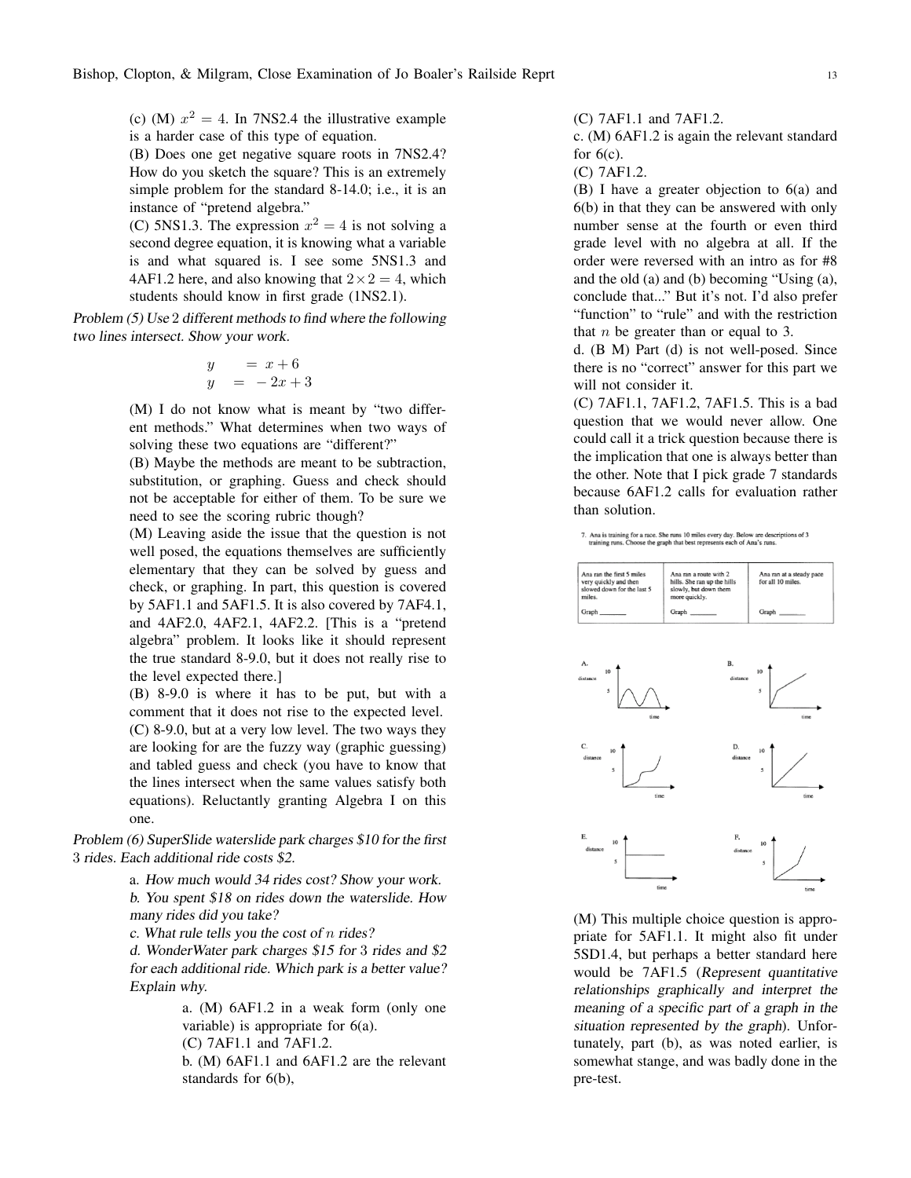(c) (M) $x^2 = 4$. In 7NS2.4 the illustrative example is a harder case of this type of equation.

(B) Does one get negative square roots in 7NS2.4? How do you sketch the square? This is an extremely simple problem for the standard 8-14.0; i.e., it is an instance of "pretend algebra."

(C) 5NS1.3. The expression $x^2 = 4$ is not solving a second degree equation, it is knowing what a variable is and what squared is. I see some 5NS1.3 and 4AF1.2 here, and also knowing that $2 \times 2 = 4$, which students should know in first grade (1NS2.1).

*Problem (5) Use 2 different methods to find where the following two lines intersect. Show your work.*

$$\begin{aligned} y &= x + 6 \\ y &= -2x + 3 \end{aligned}$$

(M) I do not know what is meant by "two different methods." What determines when two ways of solving these two equations are "different?"

(B) Maybe the methods are meant to be subtraction, substitution, or graphing. Guess and check should not be acceptable for either of them. To be sure we need to see the scoring rubric though?

(M) Leaving aside the issue that the question is not well posed, the equations themselves are sufficiently elementary that they can be solved by guess and check, or graphing. In part, this question is covered by 5AF1.1 and 5AF1.5. It is also covered by 7AF4.1, and 4AF2.0, 4AF2.1, 4AF2.2. [This is a "pretend algebra" problem. It looks like it should represent the true standard 8-9.0, but it does not really rise to the level expected there.]

(B) 8-9.0 is where it has to be put, but with a comment that it does not rise to the expected level.

(C) 8-9.0, but at a very low level. The two ways they are looking for are the fuzzy way (graphic guessing) and tabled guess and check (you have to know that the lines intersect when the same values satisfy both equations). Reluctantly granting Algebra I on this one.

*Problem (6) SuperSlide waterslide park charges \$10 for the first 3 rides. Each additional ride costs \$2.*

*a. How much would 34 rides cost? Show your work.*

*b. You spent \$18 on rides down the waterslide. How many rides did you take?*

*c. What rule tells you the cost of $n$ rides?*

*d. WonderWater park charges \$15 for 3 rides and \$2 for each additional ride. Which park is a better value? Explain why.*

a. (M) 6AF1.2 in a weak form (only one variable) is appropriate for 6(a).

(C) 7AF1.1 and 7AF1.2.

b. (M) 6AF1.1 and 6AF1.2 are the relevant standards for 6(b),

(C) 7AF1.1 and 7AF1.2.

c. (M) 6AF1.2 is again the relevant standard for 6(c).

(C) 7AF1.2.

(B) I have a greater objection to 6(a) and 6(b) in that they can be answered with only number sense at the fourth or even third grade level with no algebra at all. If the order were reversed with an intro as for #8 and the old (a) and (b) becoming "Using (a), conclude that..." But it's not. I'd also prefer "function" to "rule" and with the restriction that $n$ be greater than or equal to 3.

d. (B M) Part (d) is not well-posed. Since there is no "correct" answer for this part we will not consider it.

(C) 7AF1.1, 7AF1.2, 7AF1.5. This is a bad question that we would never allow. One could call it a trick question because there is the implication that one is always better than the other. Note that I pick grade 7 standards because 6AF1.2 calls for evaluation rather than solution.

7. Ana is training for a race. She runs 10 miles every day. Below are descriptions of 3 training runs. Choose the graph that best represents each of Ana's runs.

| Ana ran the first 5 miles very quickly and then slowed down for the last 5 miles. | Ana ran a route with 2 hills. She ran up the hills slowly, but down them more quickly. | Ana ran at a steady pace for all 10 miles. |
|---|---|---|
| Graph _______ | Graph _______ | Graph _______ |

(M) This multiple choice question is appropriate for 5AF1.1. It might also fit under 5SD1.4, but perhaps a better standard here would be 7AF1.5 (*Represent quantitative relationships graphically and interpret the meaning of a specific part of a graph in the situation represented by the graph*). Unfortunately, part (b), as was noted earlier, is somewhat stange, and was badly done in the pre-test.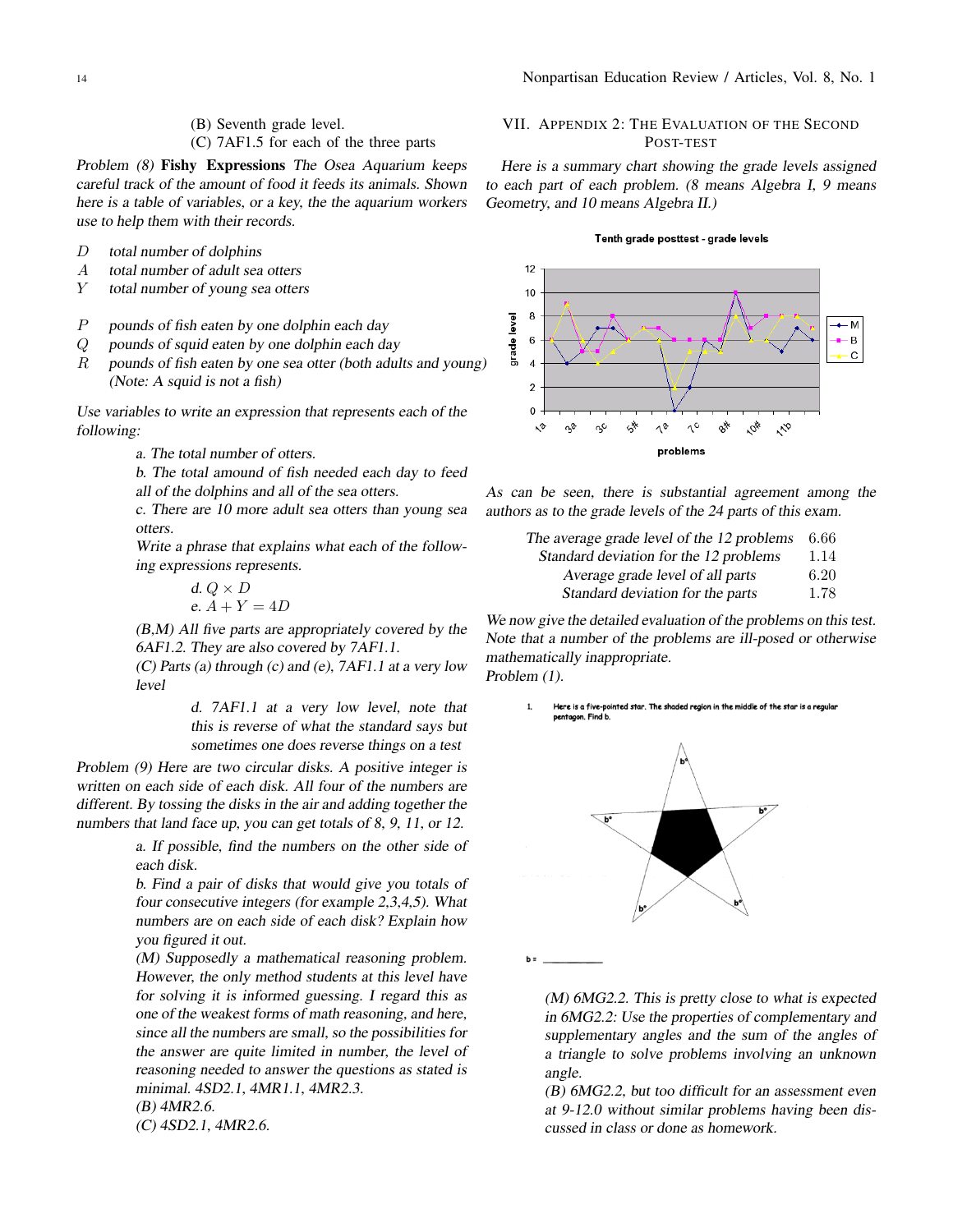(B) Seventh grade level.
(C) 7AF1.5 for each of the three parts

*Problem (8)* **Fishy Expressions** *The Osea Aquarium keeps careful track of the amount of food it feeds its animals. Shown here is a table of variables, or a key, the the aquarium workers use to help them with their records.*

- $D$ — *total number of dolphins*
- $A$ — *total number of adult sea otters*
- $Y$ — *total number of young sea otters*

- $P$ — *pounds of fish eaten by one dolphin each day*
- $Q$ — *pounds of squid eaten by one dolphin each day*
- $R$ — *pounds of fish eaten by one sea otter (both adults and young) (Note: A squid is not a fish)*

*Use variables to write an expression that represents each of the following:*

*a. The total number of otters.*

*b. The total amound of fish needed each day to feed all of the dolphins and all of the sea otters.*

*c. There are 10 more adult sea otters than young sea otters.*

*Write a phrase that explains what each of the following expressions represents.*

*d.* $Q \times D$

*e.* $A + Y = 4D$

*(B,M) All five parts are appropriately covered by the 6AF1.2. They are also covered by 7AF1.1.*

*(C) Parts (a) through (c) and (e), 7AF1.1 at a very low level*

*d. 7AF1.1 at a very low level, note that this is reverse of what the standard says but sometimes one does reverse things on a test*

*Problem (9) Here are two circular disks. A positive integer is written on each side of each disk. All four of the numbers are different. By tossing the disks in the air and adding together the numbers that land face up, you can get totals of 8, 9, 11, or 12.*

*a. If possible, find the numbers on the other side of each disk.*

*b. Find a pair of disks that would give you totals of four consecutive integers (for example 2,3,4,5). What numbers are on each side of each disk? Explain how you figured it out.*

*(M) Supposedly a mathematical reasoning problem. However, the only method students at this level have for solving it is informed guessing. I regard this as one of the weakest forms of math reasoning, and here, since all the numbers are small, so the possibilities for the answer are quite limited in number, the level of reasoning needed to answer the questions as stated is minimal. 4SD2.1, 4MR1.1, 4MR2.3.*

*(B) 4MR2.6.*

*(C) 4SD2.1, 4MR2.6.*

## VII. Appendix 2: The Evaluation of the Second Post-Test

*Here is a summary chart showing the grade levels assigned to each part of each problem. (8 means Algebra I, 9 means Geometry, and 10 means Algebra II.)*

*As can be seen, there is substantial agreement among the authors as to the grade levels of the 24 parts of this exam.*

| | |
|---|---|
| *The average grade level of the 12 problems* | 6.66 |
| *Standard deviation for the 12 problems* | 1.14 |
| *Average grade level of all parts* | 6.20 |
| *Standard deviation for the parts* | 1.78 |

*We now give the detailed evaluation of the problems on this test. Note that a number of the problems are ill-posed or otherwise mathematically inappropriate.*

*Problem (1).*

1. Here is a five-pointed star. The shaded region in the middle of the star is a regular pentagon. Find b.

b = ________

*(M) 6MG2.2. This is pretty close to what is expected in 6MG2.2: Use the properties of complementary and supplementary angles and the sum of the angles of a triangle to solve problems involving an unknown angle.*

*(B) 6MG2.2, but too difficult for an assessment even at 9-12.0 without similar problems having been discussed in class or done as homework.*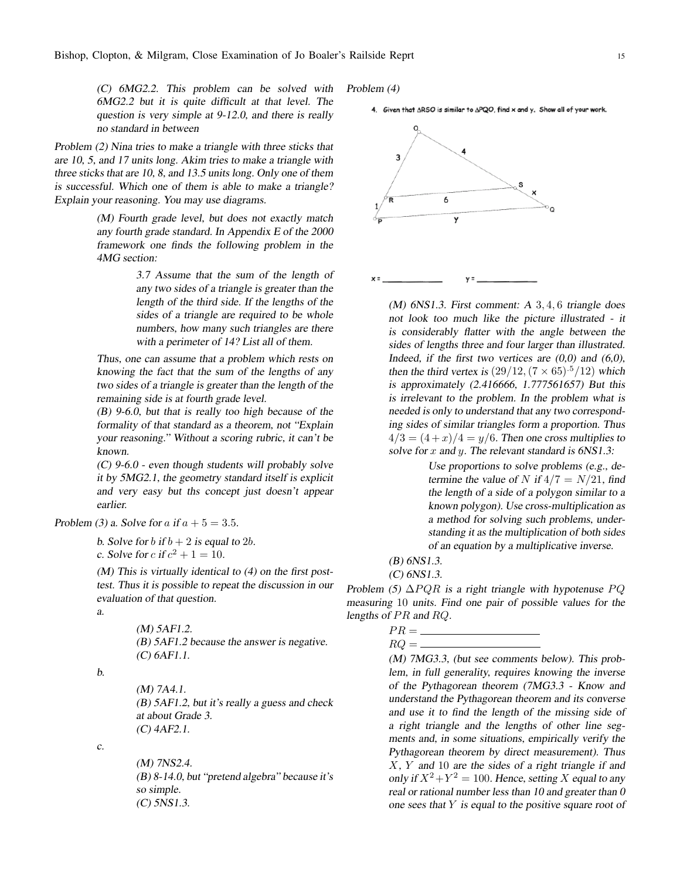*(C) 6MG2.2. This problem can be solved with 6MG2.2 but it is quite difficult at that level. The question is very simple at 9-12.0, and there is really no standard in between*

Problem (2) Nina tries to make a triangle with three sticks that are 10, 5, and 17 units long. Akim tries to make a triangle with three sticks that are 10, 8, and 13.5 units long. Only one of them is successful. Which one of them is able to make a triangle? Explain your reasoning. You may use diagrams.

> *(M) Fourth grade level, but does not exactly match any fourth grade standard. In Appendix E of the 2000 framework one finds the following problem in the 4MG section:*
>
> > *3.7 Assume that the sum of the length of any two sides of a triangle is greater than the length of the third side. If the lengths of the sides of a triangle are required to be whole numbers, how many such triangles are there with a perimeter of 14? List all of them.*
>
> *Thus, one can assume that a problem which rests on knowing the fact that the sum of the lengths of any two sides of a triangle is greater than the length of the remaining side is at fourth grade level.*
>
> *(B) 9-6.0, but that is really too high because of the formality of that standard as a theorem, not "Explain your reasoning." Without a scoring rubric, it can't be known.*
>
> *(C) 9-6.0 - even though students will probably solve it by 5MG2.1, the geometry standard itself is explicit and very easy but ths concept just doesn't appear earlier.*

Problem (3) a. Solve for $a$ if $a + 5 = 3.5$.

> b. Solve for $b$ if $b + 2$ is equal to $2b$.
>
> c. Solve for $c$ if $c^2 + 1 = 10$.
>
> *(M) This is virtually identical to (4) on the first post-test. Thus it is possible to repeat the discussion in our evaluation of that question.*

a.

> *(M) 5AF1.2.*
>
> *(B) 5AF1.2 because the answer is negative.*
>
> *(C) 6AF1.1.*

b.

> *(M) 7A4.1.*
>
> *(B) 5AF1.2, but it's really a guess and check at about Grade 3.*
>
> *(C) 4AF2.1.*

c.

> *(M) 7NS2.4.*
>
> *(B) 8-14.0, but "pretend algebra" because it's so simple.*
>
> *(C) 5NS1.3.*

Problem (4)

**4. Given that ΔRSO is similar to ΔPQO, find x and y. Show all of your work.**

x = ____________ y = ____________

> *(M) 6NS1.3. First comment: A 3, 4, 6 triangle does not look too much like the picture illustrated - it is considerably flatter with the angle between the sides of lengths three and four larger than illustrated. Indeed, if the first two vertices are (0,0) and (6,0), then the third vertex is $(29/12, (7 \times 65)^{.5}/12)$ which is approximately (2.416666, 1.777561657) But this is irrelevant to the problem. In the problem what is needed is only to understand that any two corresponding sides of similar triangles form a proportion. Thus $4/3 = (4+x)/4 = y/6$. Then one cross multiplies to solve for $x$ and $y$. The relevant standard is 6NS1.3:*
>
> > *Use proportions to solve problems (e.g., determine the value of $N$ if $4/7 = N/21$, find the length of a side of a polygon similar to a known polygon). Use cross-multiplication as a method for solving such problems, understanding it as the multiplication of both sides of an equation by a multiplicative inverse.*
>
> *(B) 6NS1.3.*
>
> *(C) 6NS1.3.*

Problem (5) $\Delta PQR$ is a right triangle with hypotenuse $PQ$ measuring 10 units. Find one pair of possible values for the lengths of $PR$ and $RQ$.

> $PR =$ ____________________
>
> $RQ =$ ____________________
>
> *(M) 7MG3.3, (but see comments below). This problem, in full generality, requires knowing the inverse of the Pythagorean theorem (7MG3.3 - Know and understand the Pythagorean theorem and its converse and use it to find the length of the missing side of a right triangle and the lengths of other line segments and, in some situations, empirically verify the Pythagorean theorem by direct measurement). Thus $X$, $Y$ and 10 are the sides of a right triangle if and only if $X^2 + Y^2 = 100$. Hence, setting $X$ equal to any real or rational number less than 10 and greater than 0 one sees that $Y$ is equal to the positive square root of*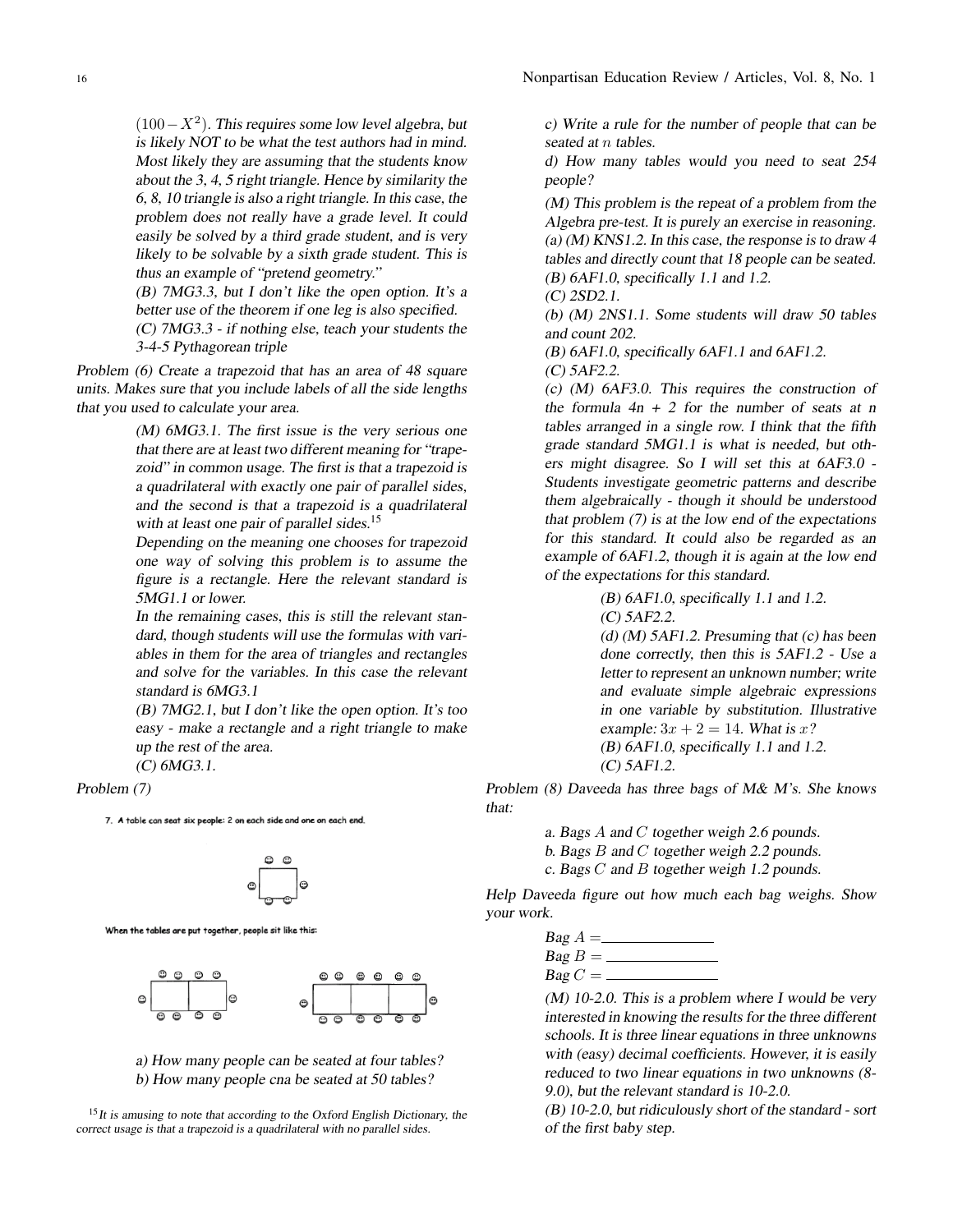$(100 - X^2)$. This requires some low level algebra, but is likely NOT to be what the test authors had in mind. Most likely they are assuming that the students know about the 3, 4, 5 right triangle. Hence by similarity the 6, 8, 10 triangle is also a right triangle. In this case, the problem does not really have a grade level. It could easily be solved by a third grade student, and is very likely to be solvable by a sixth grade student. This is thus an example of "pretend geometry."

(B) 7MG3.3, but I don't like the open option. It's a better use of the theorem if one leg is also specified.

(C) 7MG3.3 - if nothing else, teach your students the 3-4-5 Pythagorean triple

Problem (6) Create a trapezoid that has an area of 48 square units. Makes sure that you include labels of all the side lengths that you used to calculate your area.

(M) 6MG3.1. The first issue is the very serious one that there are at least two different meaning for "trapezoid" in common usage. The first is that a trapezoid is a quadrilateral with exactly one pair of parallel sides, and the second is that a trapezoid is a quadrilateral with at least one pair of parallel sides.[15]

Depending on the meaning one chooses for trapezoid one way of solving this problem is to assume the figure is a rectangle. Here the relevant standard is 5MG1.1 or lower.

In the remaining cases, this is still the relevant standard, though students will use the formulas with variables in them for the area of triangles and rectangles and solve for the variables. In this case the relevant standard is 6MG3.1

(B) 7MG2.1, but I don't like the open option. It's too easy - make a rectangle and a right triangle to make up the rest of the area.

(C) 6MG3.1.

Problem (7)

7. A table can seat six people: 2 on each side and one on each end.

When the tables are put together, people sit like this:

a) How many people can be seated at four tables?

b) How many people cna be seated at 50 tables?

c) Write a rule for the number of people that can be seated at $n$ tables.

d) How many tables would you need to seat 254 people?

(M) This problem is the repeat of a problem from the Algebra pre-test. It is purely an exercise in reasoning.

(a) (M) KNS1.2. In this case, the response is to draw 4 tables and directly count that 18 people can be seated.

(B) 6AF1.0, specifically 1.1 and 1.2.

(C) 2SD2.1.

(b) (M) 2NS1.1. Some students will draw 50 tables and count 202.

(B) 6AF1.0, specifically 6AF1.1 and 6AF1.2.

(C) 5AF2.2.

(c) (M) 6AF3.0. This requires the construction of the formula 4n + 2 for the number of seats at n tables arranged in a single row. I think that the fifth grade standard 5MG1.1 is what is needed, but others might disagree. So I will set this at 6AF3.0 - Students investigate geometric patterns and describe them algebraically - though it should be understood that problem (7) is at the low end of the expectations for this standard. It could also be regarded as an example of 6AF1.2, though it is again at the low end of the expectations for this standard.

(B) 6AF1.0, specifically 1.1 and 1.2.

(C) 5AF2.2.

(d) (M) 5AF1.2. Presuming that (c) has been done correctly, then this is 5AF1.2 - Use a letter to represent an unknown number; write and evaluate simple algebraic expressions in one variable by substitution. Illustrative example: $3x + 2 = 14$. What is $x$?

(B) 6AF1.0, specifically 1.1 and 1.2.

(C) 5AF1.2.

Problem (8) Daveeda has three bags of M& M's. She knows that:

a. Bags $A$ and $C$ together weigh 2.6 pounds.

b. Bags $B$ and $C$ together weigh 2.2 pounds.

c. Bags $C$ and $B$ together weigh 1.2 pounds.

Help Daveeda figure out how much each bag weighs. Show your work.

Bag $A =$ ______________

Bag $B =$ ______________

Bag $C =$ ______________

(M) 10-2.0. This is a problem where I would be very interested in knowing the results for the three different schools. It is three linear equations in three unknowns with (easy) decimal coefficients. However, it is easily reduced to two linear equations in two unknowns (8-9.0), but the relevant standard is 10-2.0.

(B) 10-2.0, but ridiculously short of the standard - sort of the first baby step.

[15] It is amusing to note that according to the Oxford English Dictionary, the correct usage is that a trapezoid is a quadrilateral with no parallel sides.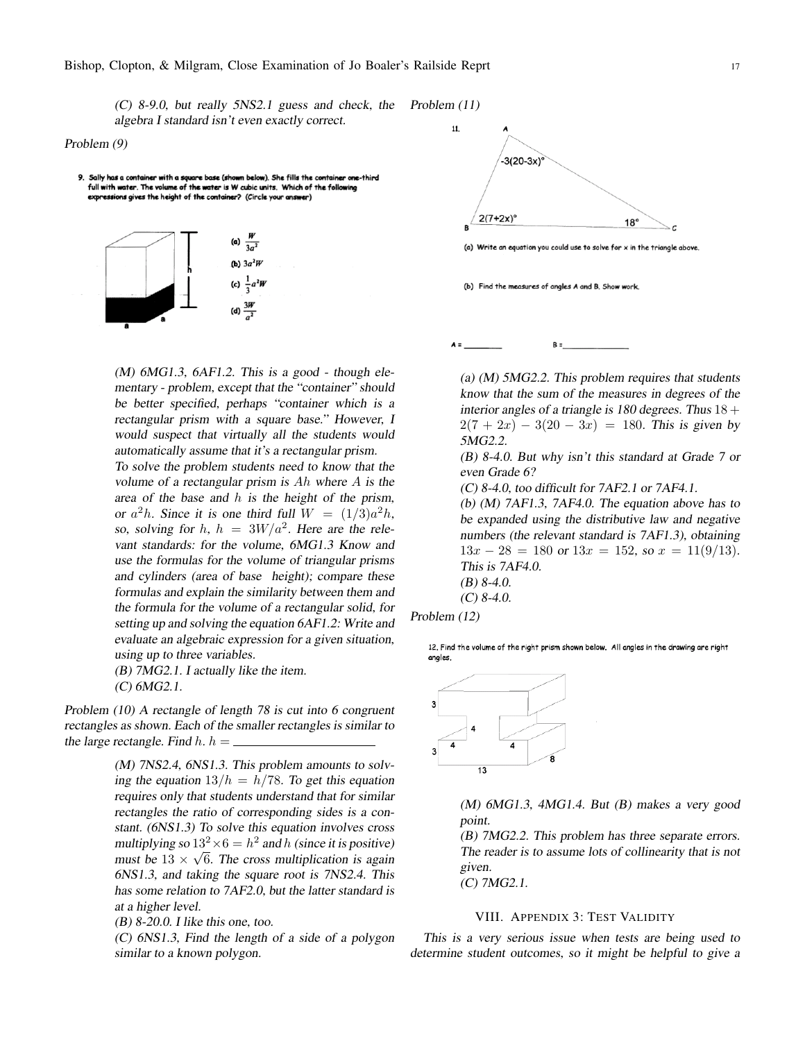(C) 8-9.0, but really 5NS2.1 guess and check, the algebra I standard isn't even exactly correct.

Problem (9)

9. Sally has a container with a square base (shown below). She fills the container one-third full with water. The volume of the water is W cubic units. Which of the following expressions gives the height of the container? (Circle your answer)

(a) $\frac{W}{3a^2}$

(b) $3a^2W$

(c) $\frac{1}{3}a^2W$

(d) $\frac{3W}{a^2}$

(M) 6MG1.3, 6AF1.2. This is a good - though elementary - problem, except that the "container" should be better specified, perhaps "container which is a rectangular prism with a square base." However, I would suspect that virtually all the students would automatically assume that it's a rectangular prism.

To solve the problem students need to know that the volume of a rectangular prism is $Ah$ where $A$ is the area of the base and $h$ is the height of the prism, or $a^2h$. Since it is one third full $W = (1/3)a^2h$, so, solving for $h$, $h = 3W/a^2$. Here are the relevant standards: for the volume, 6MG1.3 Know and use the formulas for the volume of triangular prisms and cylinders (area of base height); compare these formulas and explain the similarity between them and the formula for the volume of a rectangular solid, for setting up and solving the equation 6AF1.2: Write and evaluate an algebraic expression for a given situation, using up to three variables.

(B) 7MG2.1. I actually like the item.

(C) 6MG2.1.

Problem (10) A rectangle of length 78 is cut into 6 congruent rectangles as shown. Each of the smaller rectangles is similar to the large rectangle. Find $h$. $h =$ ____________

(M) 7NS2.4, 6NS1.3. This problem amounts to solving the equation $13/h = h/78$. To get this equation requires only that students understand that for similar rectangles the ratio of corresponding sides is a constant. (6NS1.3) To solve this equation involves cross multiplying so $13^2 \times 6 = h^2$ and $h$ (since it is positive) must be $13 \times \sqrt{6}$. The cross multiplication is again 6NS1.3, and taking the square root is 7NS2.4. This has some relation to 7AF2.0, but the latter standard is at a higher level.

(B) 8-20.0. I like this one, too.

(C) 6NS1.3, Find the length of a side of a polygon similar to a known polygon.

Problem (11)

11. [Triangle ABC with angle A = $-3(20-3x)°$, angle B = $2(7+2x)°$, angle C = $18°$]

(a) Write an equation you could use to solve for x in the triangle above.

(b) Find the measures of angles A and B. Show work.

A = ________ B = ____________

(a) (M) 5MG2.2. This problem requires that students know that the sum of the measures in degrees of the interior angles of a triangle is 180 degrees. Thus $18 + 2(7 + 2x) - 3(20 - 3x) = 180$. This is given by 5MG2.2.

(B) 8-4.0. But why isn't this standard at Grade 7 or even Grade 6?

(C) 8-4.0, too difficult for 7AF2.1 or 7AF4.1.

(b) (M) 7AF1.3, 7AF4.0. The equation above has to be expanded using the distributive law and negative numbers (the relevant standard is 7AF1.3), obtaining $13x - 28 = 180$ or $13x = 152$, so $x = 11(9/13)$. This is 7AF4.0.

(B) 8-4.0.

(C) 8-4.0.

Problem (12)

12. Find the volume of the right prism shown below. All angles in the drawing are right angles.

(M) 6MG1.3, 4MG1.4. But (B) makes a very good point.

(B) 7MG2.2. This problem has three separate errors. The reader is to assume lots of collinearity that is not given.

(C) 7MG2.1.

## VIII. Appendix 3: Test Validity

This is a very serious issue when tests are being used to determine student outcomes, so it might be helpful to give a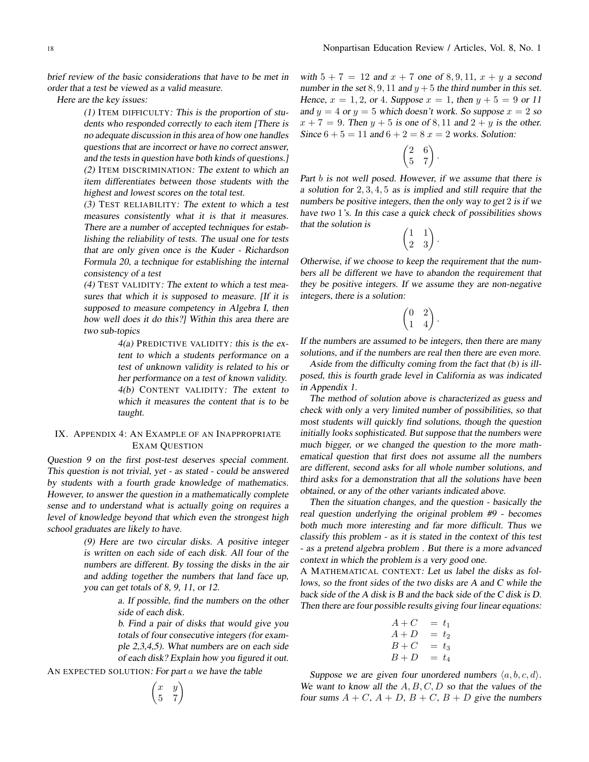brief review of the basic considerations that have to be met in order that a test be viewed as a valid measure.

Here are the key issues:

> (1) ITEM DIFFICULTY: This is the proportion of students who responded correctly to each item [There is no adequate discussion in this area of how one handles questions that are incorrect or have no correct answer, and the tests in question have both kinds of questions.]
>
> (2) ITEM DISCRIMINATION: The extent to which an item differentiates between those students with the highest and lowest scores on the total test.
>
> (3) TEST RELIABILITY: The extent to which a test measures consistently what it is that it measures. There are a number of accepted techniques for establishing the reliability of tests. The usual one for tests that are only given once is the Kuder - Richardson Formula 20, a technique for establishing the internal consistency of a test
>
> (4) TEST VALIDITY: The extent to which a test measures that which it is supposed to measure. [If it is supposed to measure competency in Algebra I, then how well does it do this?] Within this area there are two sub-topics
>
> > 4(a) PREDICTIVE VALIDITY: this is the extent to which a students performance on a test of unknown validity is related to his or her performance on a test of known validity.
> >
> > 4(b) CONTENT VALIDITY: The extent to which it measures the content that is to be taught.

## IX. Appendix 4: An Example of an Inappropriate Exam Question

Question 9 on the first post-test deserves special comment. This question is not trivial, yet - as stated - could be answered by students with a fourth grade knowledge of mathematics. However, to answer the question in a mathematically complete sense and to understand what is actually going on requires a level of knowledge beyond that which even the strongest high school graduates are likely to have.

> (9) Here are two circular disks. A positive integer is written on each side of each disk. All four of the numbers are different. By tossing the disks in the air and adding together the numbers that land face up, you can get totals of 8, 9, 11, or 12.
>
> > a. If possible, find the numbers on the other side of each disk.
> >
> > b. Find a pair of disks that would give you totals of four consecutive integers (for example 2,3,4,5). What numbers are on each side of each disk? Explain how you figured it out.

AN EXPECTED SOLUTION: For part $a$ we have the table

$$\begin{pmatrix} x & y \\ 5 & 7 \end{pmatrix}$$

with $5 + 7 = 12$ and $x + 7$ one of $8, 9, 11$, $x + y$ a second number in the set $8, 9, 11$ and $y + 5$ the third number in this set. Hence, $x = 1, 2$, or $4$. Suppose $x = 1$, then $y + 5 = 9$ or $11$ and $y = 4$ or $y = 5$ which doesn't work. So suppose $x = 2$ so $x + 7 = 9$. Then $y + 5$ is one of $8, 11$ and $2 + y$ is the other. Since $6 + 5 = 11$ and $6 + 2 = 8$ $x = 2$ works. Solution:

$$\begin{pmatrix} 2 & 6 \\ 5 & 7 \end{pmatrix}.$$

Part $b$ is not well posed. However, if we assume that there is a solution for $2, 3, 4, 5$ as is implied and still require that the numbers be positive integers, then the only way to get $2$ is if we have two $1$'s. In this case a quick check of possibilities shows that the solution is

$$\begin{pmatrix} 1 & 1 \\ 2 & 3 \end{pmatrix}.$$

Otherwise, if we choose to keep the requirement that the numbers all be different we have to abandon the requirement that they be positive integers. If we assume they are non-negative integers, there is a solution:

$$\begin{pmatrix} 0 & 2 \\ 1 & 4 \end{pmatrix}.$$

If the numbers are assumed to be integers, then there are many solutions, and if the numbers are real then there are even more.

Aside from the difficulty coming from the fact that (b) is ill-posed, this is fourth grade level in California as was indicated in Appendix 1.

The method of solution above is characterized as guess and check with only a very limited number of possibilities, so that most students will quickly find solutions, though the question initially looks sophisticated. But suppose that the numbers were much bigger, or we changed the question to the more mathematical question that first does not assume all the numbers are different, second asks for all whole number solutions, and third asks for a demonstration that all the solutions have been obtained, or any of the other variants indicated above.

Then the situation changes, and the question - basically the real question underlying the original problem #9 - becomes both much more interesting and far more difficult. Thus we classify this problem - as it is stated in the context of this test - as a pretend algebra problem . But there is a more advanced context in which the problem is a very good one.

A MATHEMATICAL CONTEXT: Let us label the disks as follows, so the front sides of the two disks are A and C while the back side of the A disk is B and the back side of the C disk is D. Then there are four possible results giving four linear equations:

$$\begin{aligned} A + C &= t_1 \\ A + D &= t_2 \\ B + C &= t_3 \\ B + D &= t_4 \end{aligned}$$

Suppose we are given four unordered numbers $\langle a, b, c, d \rangle$. We want to know all the $A, B, C, D$ so that the values of the four sums $A + C$, $A + D$, $B + C$, $B + D$ give the numbers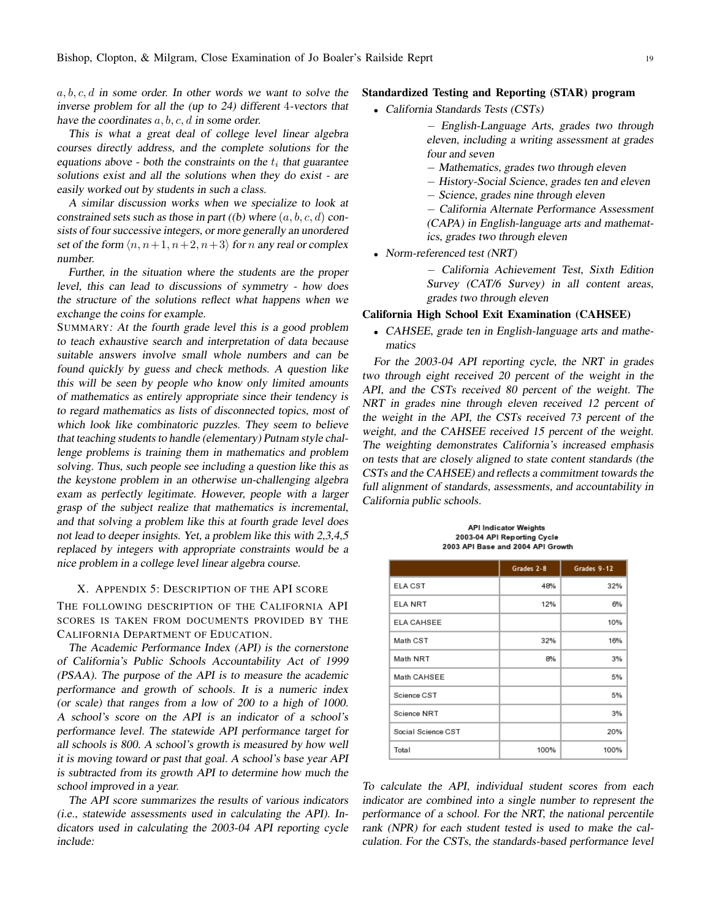$a, b, c, d$ in some order. In other words we want to solve the inverse problem for all the (up to 24) different 4-vectors that have the coordinates $a, b, c, d$ in some order.

This is what a great deal of college level linear algebra courses directly address, and the complete solutions for the equations above - both the constraints on the $t_i$ that guarantee solutions exist and all the solutions when they do exist - are easily worked out by students in such a class.

A similar discussion works when we specialize to look at constrained sets such as those in part ((b) where $(a, b, c, d)$ consists of four successive integers, or more generally an unordered set of the form $\langle n, n+1, n+2, n+3 \rangle$ for $n$ any real or complex number.

Further, in the situation where the students are the proper level, this can lead to discussions of symmetry - how does the structure of the solutions reflect what happens when we exchange the coins for example.

SUMMARY: At the fourth grade level this is a good problem to teach exhaustive search and interpretation of data because suitable answers involve small whole numbers and can be found quickly by guess and check methods. A question like this will be seen by people who know only limited amounts of mathematics as entirely appropriate since their tendency is to regard mathematics as lists of disconnected topics, most of which look like combinatoric puzzles. They seem to believe that teaching students to handle (elementary) Putnam style challenge problems is training them in mathematics and problem solving. Thus, such people see including a question like this as the keystone problem in an otherwise un-challenging algebra exam as perfectly legitimate. However, people with a larger grasp of the subject realize that mathematics is incremental, and that solving a problem like this at fourth grade level does not lead to deeper insights. Yet, a problem like this with 2,3,4,5 replaced by integers with appropriate constraints would be a nice problem in a college level linear algebra course.

## X. Appendix 5: Description of the API score

THE FOLLOWING DESCRIPTION OF THE CALIFORNIA API SCORES IS TAKEN FROM DOCUMENTS PROVIDED BY THE CALIFORNIA DEPARTMENT OF EDUCATION.

The Academic Performance Index (API) is the cornerstone of California's Public Schools Accountability Act of 1999 (PSAA). The purpose of the API is to measure the academic performance and growth of schools. It is a numeric index (or scale) that ranges from a low of 200 to a high of 1000. A school's score on the API is an indicator of a school's performance level. The statewide API performance target for all schools is 800. A school's growth is measured by how well it is moving toward or past that goal. A school's base year API is subtracted from its growth API to determine how much the school improved in a year.

The API score summarizes the results of various indicators (i.e., statewide assessments used in calculating the API). Indicators used in calculating the 2003-04 API reporting cycle include:

**Standardized Testing and Reporting (STAR) program**

- California Standards Tests (CSTs)
  - English-Language Arts, grades two through eleven, including a writing assessment at grades four and seven
  - Mathematics, grades two through eleven
  - History-Social Science, grades ten and eleven
  - Science, grades nine through eleven
  - California Alternate Performance Assessment (CAPA) in English-language arts and mathematics, grades two through eleven
- Norm-referenced test (NRT)
  - California Achievement Test, Sixth Edition Survey (CAT/6 Survey) in all content areas, grades two through eleven

**California High School Exit Examination (CAHSEE)**

- CAHSEE, grade ten in English-language arts and mathematics

For the 2003-04 API reporting cycle, the NRT in grades two through eight received 20 percent of the weight in the API, and the CSTs received 80 percent of the weight. The NRT in grades nine through eleven received 12 percent of the weight in the API, the CSTs received 73 percent of the weight, and the CAHSEE received 15 percent of the weight. The weighting demonstrates California's increased emphasis on tests that are closely aligned to state content standards (the CSTs and the CAHSEE) and reflects a commitment towards the full alignment of standards, assessments, and accountability in California public schools.

**API Indicator Weights**
**2003-04 API Reporting Cycle**
**2003 API Base and 2004 API Growth**

| | Grades 2-8 | Grades 9-12 |
|---|---|---|
| ELA CST | 48% | 32% |
| ELA NRT | 12% | 6% |
| ELA CAHSEE | | 10% |
| Math CST | 32% | 16% |
| Math NRT | 8% | 3% |
| Math CAHSEE | | 5% |
| Science CST | | 5% |
| Science NRT | | 3% |
| Social Science CST | | 20% |
| Total | 100% | 100% |

To calculate the API, individual student scores from each indicator are combined into a single number to represent the performance of a school. For the NRT, the national percentile rank (NPR) for each student tested is used to make the calculation. For the CSTs, the standards-based performance level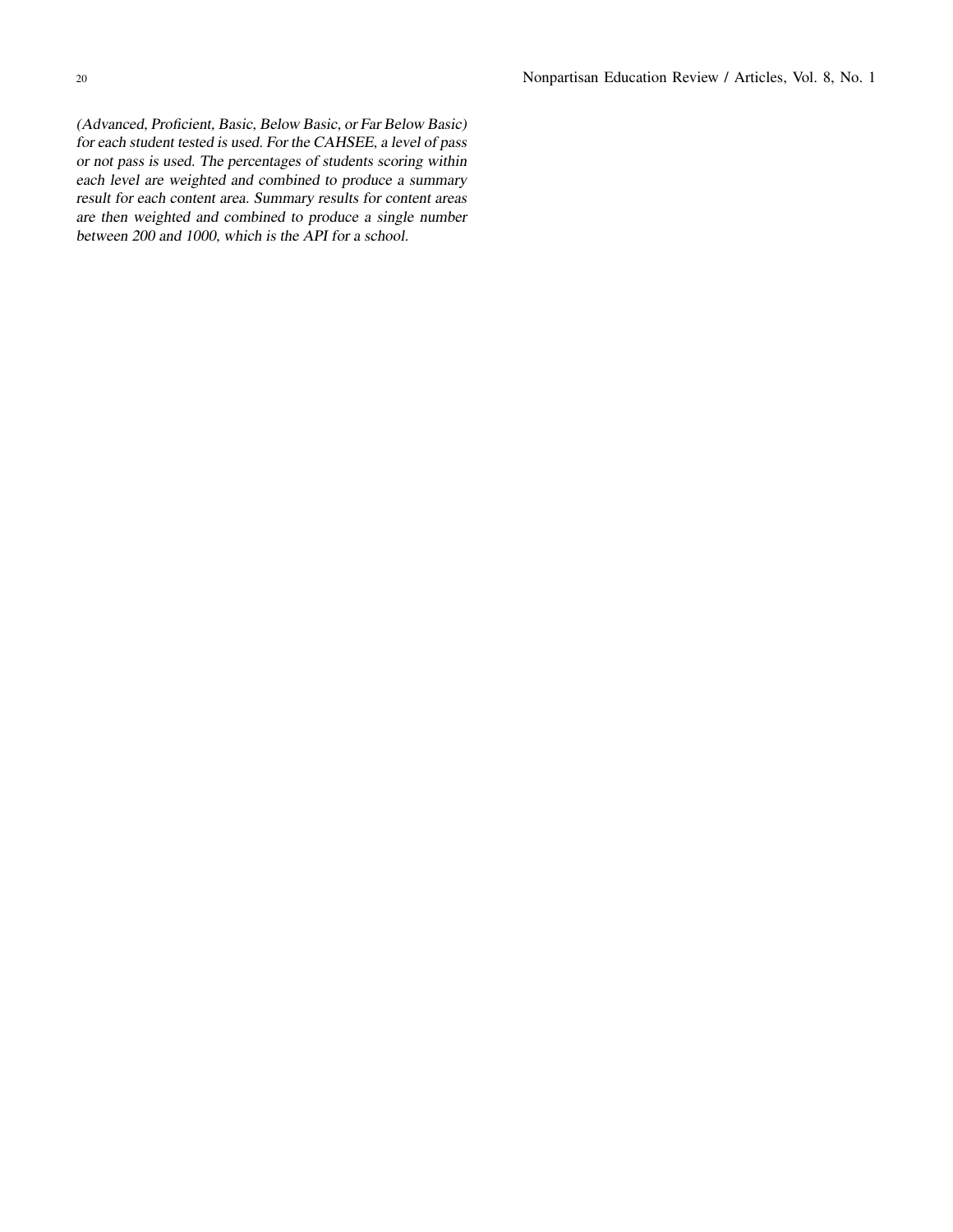*(Advanced, Proficient, Basic, Below Basic, or Far Below Basic) for each student tested is used. For the CAHSEE, a level of pass or not pass is used. The percentages of students scoring within each level are weighted and combined to produce a summary result for each content area. Summary results for content areas are then weighted and combined to produce a single number between 200 and 1000, which is the API for a school.*